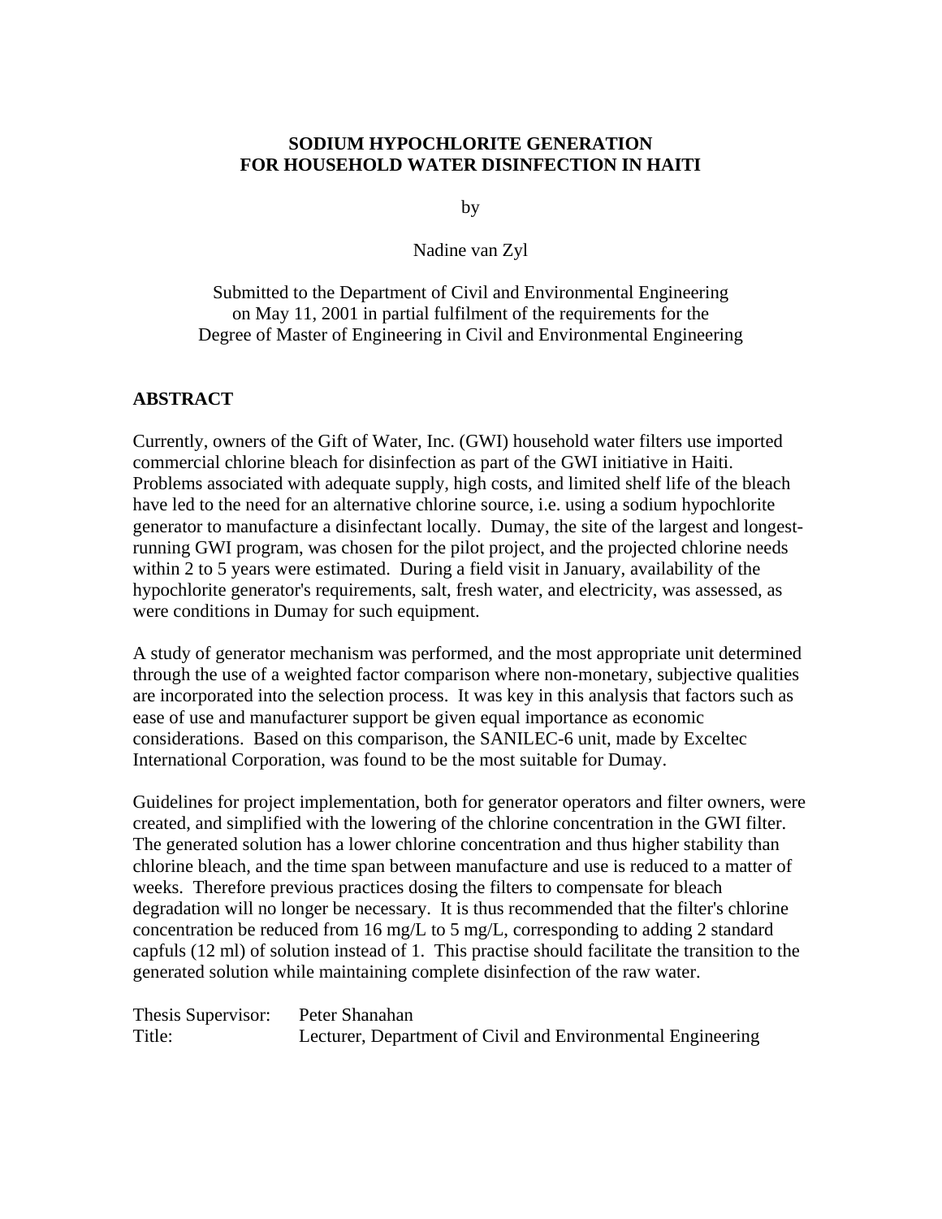# SODIUM HYPOCHLORITE GENERATION FOR HOUSEHOLD WATER DISINFECTION IN HAITI

by

Nadine van Zyl

Submitted to the Department of Civil and Environmental Engineering on May 11, 2001 in partial fulfilment of the requirements for the Degree of Master of Engineering in Civil and Environmental Engineering

## ABSTRACT

Currently, owners of the Gift of Water, Inc. (GWI) household water filters use imported commercial chlorine bleach for disinfection as part of the GWI initiative in Haiti. Problems associated with adequate supply, high costs, and limited shelf life of the bleach have led to the need for an alternative chlorine source, i.e. using a sodium hypochlorite generator to manufacture a disinfectant locally. Dumay, the site of the largest and longest-running GWI program, was chosen for the pilot project, and the projected chlorine needs within 2 to 5 years were estimated. During a field visit in January, availability of the hypochlorite generator's requirements, salt, fresh water, and electricity, was assessed, as were conditions in Dumay for such equipment.

A study of generator mechanism was performed, and the most appropriate unit determined through the use of a weighted factor comparison where non-monetary, subjective qualities are incorporated into the selection process. It was key in this analysis that factors such as ease of use and manufacturer support be given equal importance as economic considerations. Based on this comparison, the SANILEC-6 unit, made by Exceltec International Corporation, was found to be the most suitable for Dumay.

Guidelines for project implementation, both for generator operators and filter owners, were created, and simplified with the lowering of the chlorine concentration in the GWI filter. The generated solution has a lower chlorine concentration and thus higher stability than chlorine bleach, and the time span between manufacture and use is reduced to a matter of weeks. Therefore previous practices dosing the filters to compensate for bleach degradation will no longer be necessary. It is thus recommended that the filter's chlorine concentration be reduced from 16 mg/L to 5 mg/L, corresponding to adding 2 standard capfuls (12 ml) of solution instead of 1. This practise should facilitate the transition to the generated solution while maintaining complete disinfection of the raw water.

Thesis Supervisor: Peter Shanahan
Title: Lecturer, Department of Civil and Environmental Engineering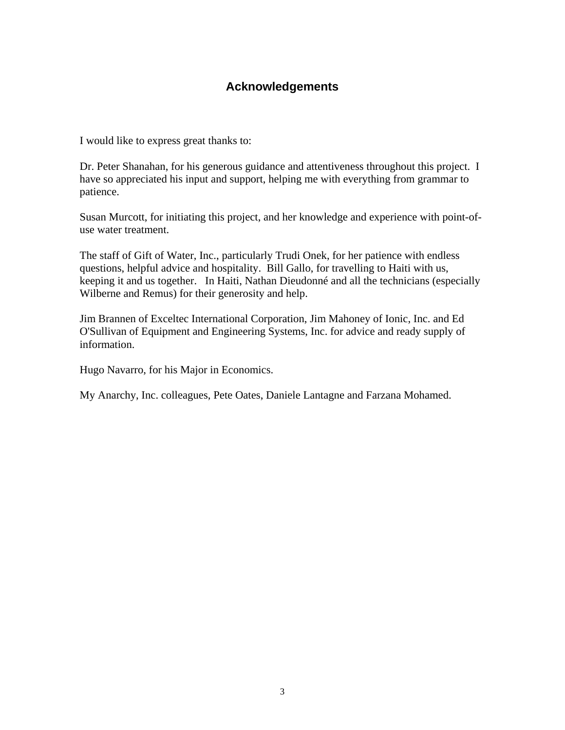# Acknowledgements

I would like to express great thanks to:

Dr. Peter Shanahan, for his generous guidance and attentiveness throughout this project. I have so appreciated his input and support, helping me with everything from grammar to patience.

Susan Murcott, for initiating this project, and her knowledge and experience with point-of-use water treatment.

The staff of Gift of Water, Inc., particularly Trudi Onek, for her patience with endless questions, helpful advice and hospitality. Bill Gallo, for travelling to Haiti with us, keeping it and us together. In Haiti, Nathan Dieudonné and all the technicians (especially Wilberne and Remus) for their generosity and help.

Jim Brannen of Exceltec International Corporation, Jim Mahoney of Ionic, Inc. and Ed O'Sullivan of Equipment and Engineering Systems, Inc. for advice and ready supply of information.

Hugo Navarro, for his Major in Economics.

My Anarchy, Inc. colleagues, Pete Oates, Daniele Lantagne and Farzana Mohamed.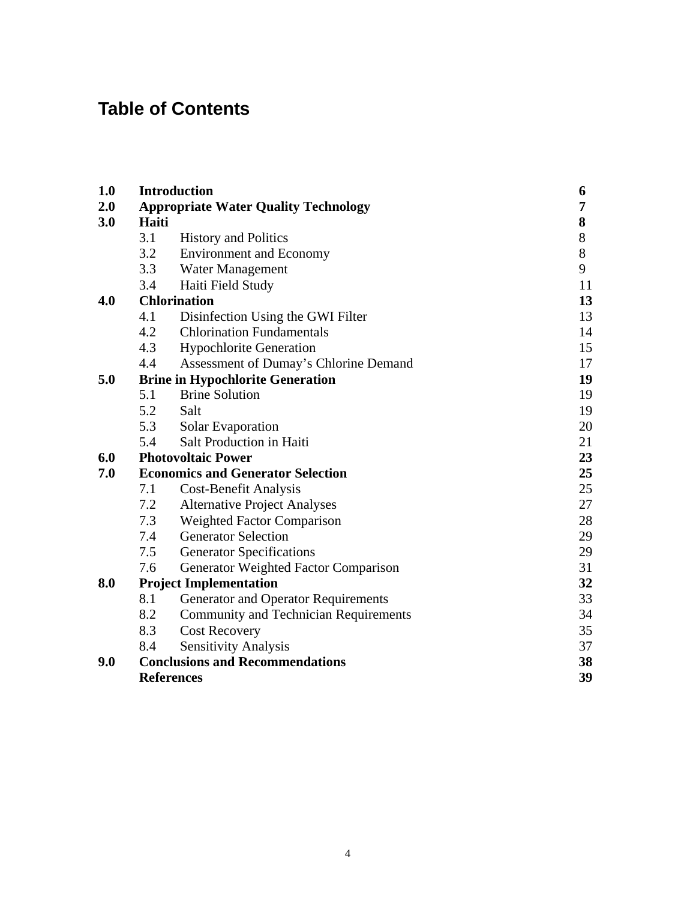# Table of Contents

| | | | |
|---|---|---|---|
| **1.0** | **Introduction** | | **6** |
| **2.0** | **Appropriate Water Quality Technology** | | **7** |
| **3.0** | **Haiti** | | **8** |
| | 3.1 | History and Politics | 8 |
| | 3.2 | Environment and Economy | 8 |
| | 3.3 | Water Management | 9 |
| | 3.4 | Haiti Field Study | 11 |
| **4.0** | **Chlorination** | | **13** |
| | 4.1 | Disinfection Using the GWI Filter | 13 |
| | 4.2 | Chlorination Fundamentals | 14 |
| | 4.3 | Hypochlorite Generation | 15 |
| | 4.4 | Assessment of Dumay's Chlorine Demand | 17 |
| **5.0** | **Brine in Hypochlorite Generation** | | **19** |
| | 5.1 | Brine Solution | 19 |
| | 5.2 | Salt | 19 |
| | 5.3 | Solar Evaporation | 20 |
| | 5.4 | Salt Production in Haiti | 21 |
| **6.0** | **Photovoltaic Power** | | **23** |
| **7.0** | **Economics and Generator Selection** | | **25** |
| | 7.1 | Cost-Benefit Analysis | 25 |
| | 7.2 | Alternative Project Analyses | 27 |
| | 7.3 | Weighted Factor Comparison | 28 |
| | 7.4 | Generator Selection | 29 |
| | 7.5 | Generator Specifications | 29 |
| | 7.6 | Generator Weighted Factor Comparison | 31 |
| **8.0** | **Project Implementation** | | **32** |
| | 8.1 | Generator and Operator Requirements | 33 |
| | 8.2 | Community and Technician Requirements | 34 |
| | 8.3 | Cost Recovery | 35 |
| | 8.4 | Sensitivity Analysis | 37 |
| **9.0** | **Conclusions and Recommendations** | | **38** |
| | **References** | | **39** |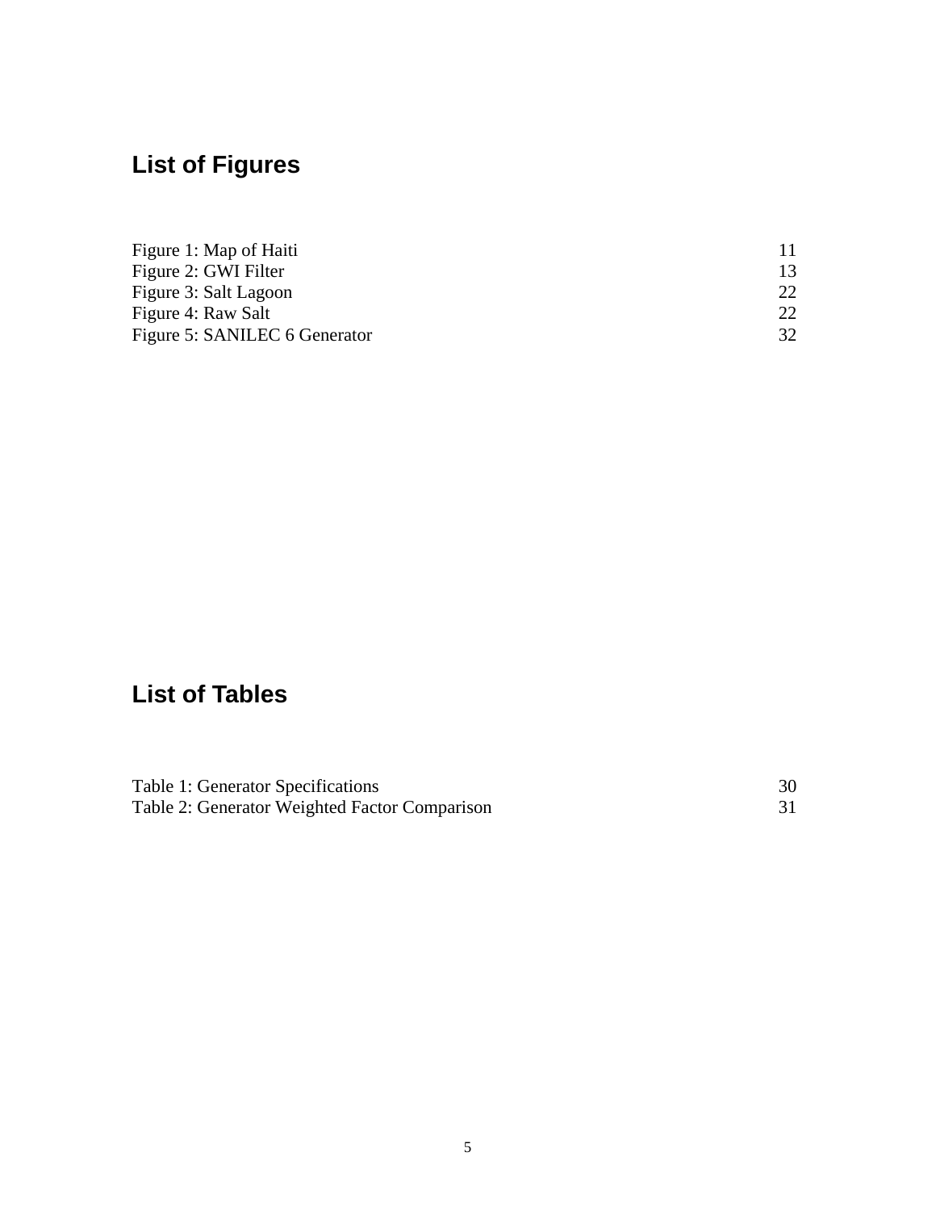## List of Figures

| | |
|---|---|
| Figure 1: Map of Haiti | 11 |
| Figure 2: GWI Filter | 13 |
| Figure 3: Salt Lagoon | 22 |
| Figure 4: Raw Salt | 22 |
| Figure 5: SANILEC 6 Generator | 32 |

## List of Tables

| | |
|---|---|
| Table 1: Generator Specifications | 30 |
| Table 2: Generator Weighted Factor Comparison | 31 |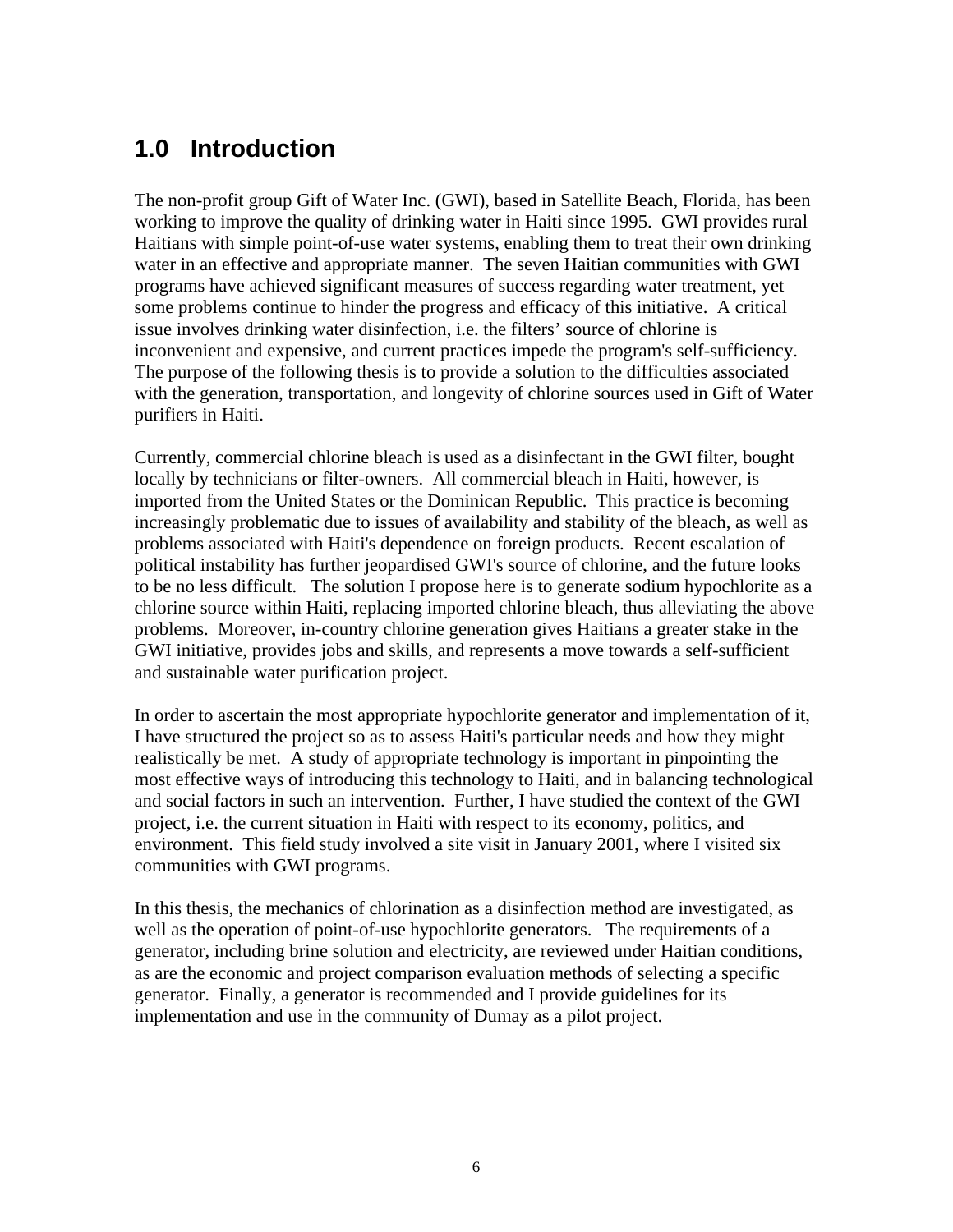# 1.0 Introduction

The non-profit group Gift of Water Inc. (GWI), based in Satellite Beach, Florida, has been working to improve the quality of drinking water in Haiti since 1995. GWI provides rural Haitians with simple point-of-use water systems, enabling them to treat their own drinking water in an effective and appropriate manner. The seven Haitian communities with GWI programs have achieved significant measures of success regarding water treatment, yet some problems continue to hinder the progress and efficacy of this initiative. A critical issue involves drinking water disinfection, i.e. the filters' source of chlorine is inconvenient and expensive, and current practices impede the program's self-sufficiency. The purpose of the following thesis is to provide a solution to the difficulties associated with the generation, transportation, and longevity of chlorine sources used in Gift of Water purifiers in Haiti.

Currently, commercial chlorine bleach is used as a disinfectant in the GWI filter, bought locally by technicians or filter-owners. All commercial bleach in Haiti, however, is imported from the United States or the Dominican Republic. This practice is becoming increasingly problematic due to issues of availability and stability of the bleach, as well as problems associated with Haiti's dependence on foreign products. Recent escalation of political instability has further jeopardised GWI's source of chlorine, and the future looks to be no less difficult. The solution I propose here is to generate sodium hypochlorite as a chlorine source within Haiti, replacing imported chlorine bleach, thus alleviating the above problems. Moreover, in-country chlorine generation gives Haitians a greater stake in the GWI initiative, provides jobs and skills, and represents a move towards a self-sufficient and sustainable water purification project.

In order to ascertain the most appropriate hypochlorite generator and implementation of it, I have structured the project so as to assess Haiti's particular needs and how they might realistically be met. A study of appropriate technology is important in pinpointing the most effective ways of introducing this technology to Haiti, and in balancing technological and social factors in such an intervention. Further, I have studied the context of the GWI project, i.e. the current situation in Haiti with respect to its economy, politics, and environment. This field study involved a site visit in January 2001, where I visited six communities with GWI programs.

In this thesis, the mechanics of chlorination as a disinfection method are investigated, as well as the operation of point-of-use hypochlorite generators. The requirements of a generator, including brine solution and electricity, are reviewed under Haitian conditions, as are the economic and project comparison evaluation methods of selecting a specific generator. Finally, a generator is recommended and I provide guidelines for its implementation and use in the community of Dumay as a pilot project.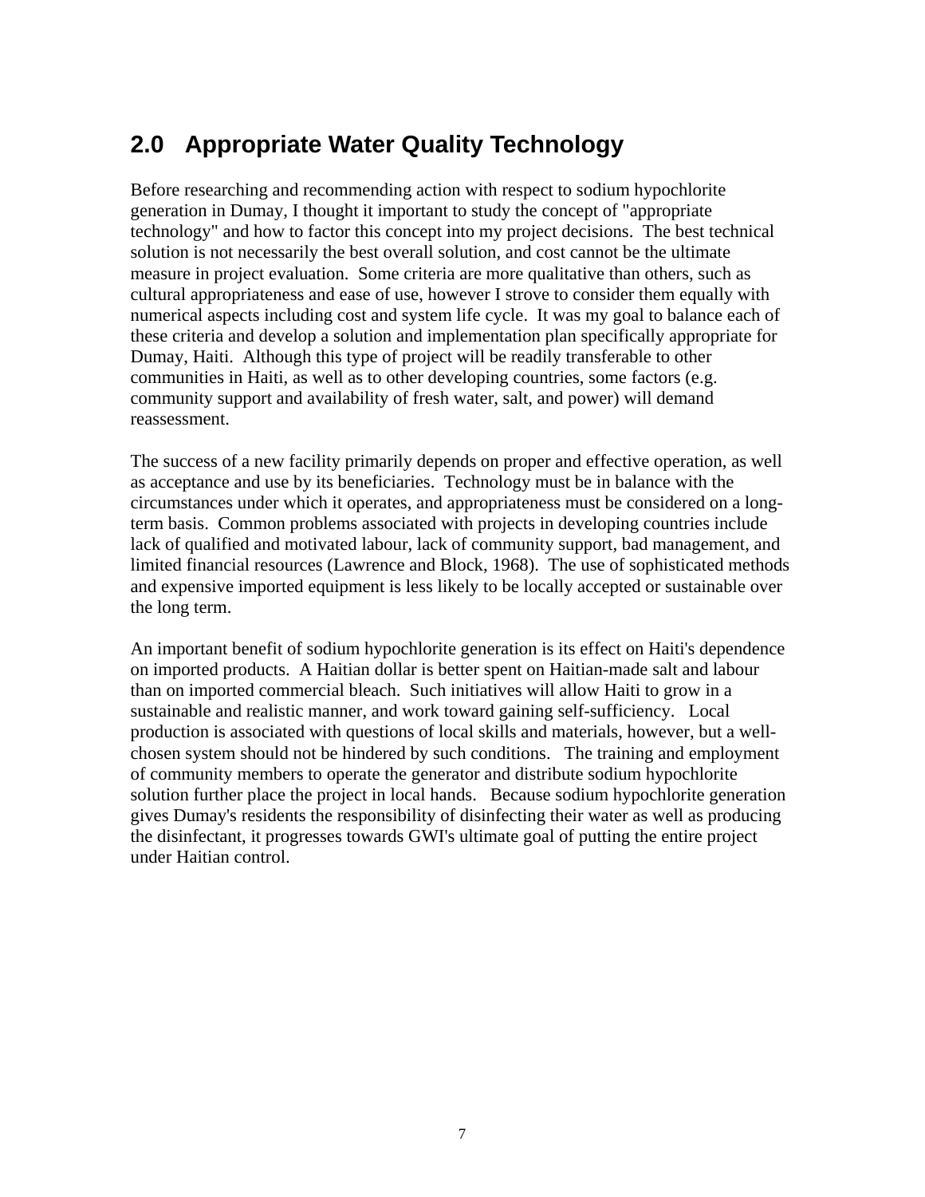## 2.0 Appropriate Water Quality Technology

Before researching and recommending action with respect to sodium hypochlorite generation in Dumay, I thought it important to study the concept of "appropriate technology" and how to factor this concept into my project decisions. The best technical solution is not necessarily the best overall solution, and cost cannot be the ultimate measure in project evaluation. Some criteria are more qualitative than others, such as cultural appropriateness and ease of use, however I strove to consider them equally with numerical aspects including cost and system life cycle. It was my goal to balance each of these criteria and develop a solution and implementation plan specifically appropriate for Dumay, Haiti. Although this type of project will be readily transferable to other communities in Haiti, as well as to other developing countries, some factors (e.g. community support and availability of fresh water, salt, and power) will demand reassessment.

The success of a new facility primarily depends on proper and effective operation, as well as acceptance and use by its beneficiaries. Technology must be in balance with the circumstances under which it operates, and appropriateness must be considered on a long-term basis. Common problems associated with projects in developing countries include lack of qualified and motivated labour, lack of community support, bad management, and limited financial resources (Lawrence and Block, 1968). The use of sophisticated methods and expensive imported equipment is less likely to be locally accepted or sustainable over the long term.

An important benefit of sodium hypochlorite generation is its effect on Haiti's dependence on imported products. A Haitian dollar is better spent on Haitian-made salt and labour than on imported commercial bleach. Such initiatives will allow Haiti to grow in a sustainable and realistic manner, and work toward gaining self-sufficiency. Local production is associated with questions of local skills and materials, however, but a well-chosen system should not be hindered by such conditions. The training and employment of community members to operate the generator and distribute sodium hypochlorite solution further place the project in local hands. Because sodium hypochlorite generation gives Dumay's residents the responsibility of disinfecting their water as well as producing the disinfectant, it progresses towards GWI's ultimate goal of putting the entire project under Haitian control.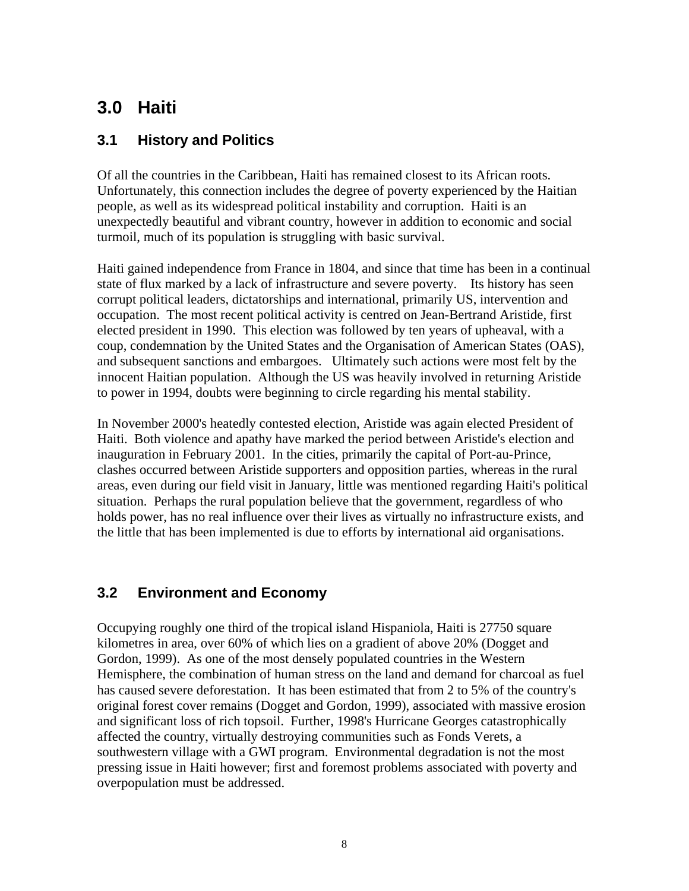# 3.0 Haiti

## 3.1 History and Politics

Of all the countries in the Caribbean, Haiti has remained closest to its African roots. Unfortunately, this connection includes the degree of poverty experienced by the Haitian people, as well as its widespread political instability and corruption. Haiti is an unexpectedly beautiful and vibrant country, however in addition to economic and social turmoil, much of its population is struggling with basic survival.

Haiti gained independence from France in 1804, and since that time has been in a continual state of flux marked by a lack of infrastructure and severe poverty. Its history has seen corrupt political leaders, dictatorships and international, primarily US, intervention and occupation. The most recent political activity is centred on Jean-Bertrand Aristide, first elected president in 1990. This election was followed by ten years of upheaval, with a coup, condemnation by the United States and the Organisation of American States (OAS), and subsequent sanctions and embargoes. Ultimately such actions were most felt by the innocent Haitian population. Although the US was heavily involved in returning Aristide to power in 1994, doubts were beginning to circle regarding his mental stability.

In November 2000's heatedly contested election, Aristide was again elected President of Haiti. Both violence and apathy have marked the period between Aristide's election and inauguration in February 2001. In the cities, primarily the capital of Port-au-Prince, clashes occurred between Aristide supporters and opposition parties, whereas in the rural areas, even during our field visit in January, little was mentioned regarding Haiti's political situation. Perhaps the rural population believe that the government, regardless of who holds power, has no real influence over their lives as virtually no infrastructure exists, and the little that has been implemented is due to efforts by international aid organisations.

## 3.2 Environment and Economy

Occupying roughly one third of the tropical island Hispaniola, Haiti is 27750 square kilometres in area, over 60% of which lies on a gradient of above 20% (Dogget and Gordon, 1999). As one of the most densely populated countries in the Western Hemisphere, the combination of human stress on the land and demand for charcoal as fuel has caused severe deforestation. It has been estimated that from 2 to 5% of the country's original forest cover remains (Dogget and Gordon, 1999), associated with massive erosion and significant loss of rich topsoil. Further, 1998's Hurricane Georges catastrophically affected the country, virtually destroying communities such as Fonds Verets, a southwestern village with a GWI program. Environmental degradation is not the most pressing issue in Haiti however; first and foremost problems associated with poverty and overpopulation must be addressed.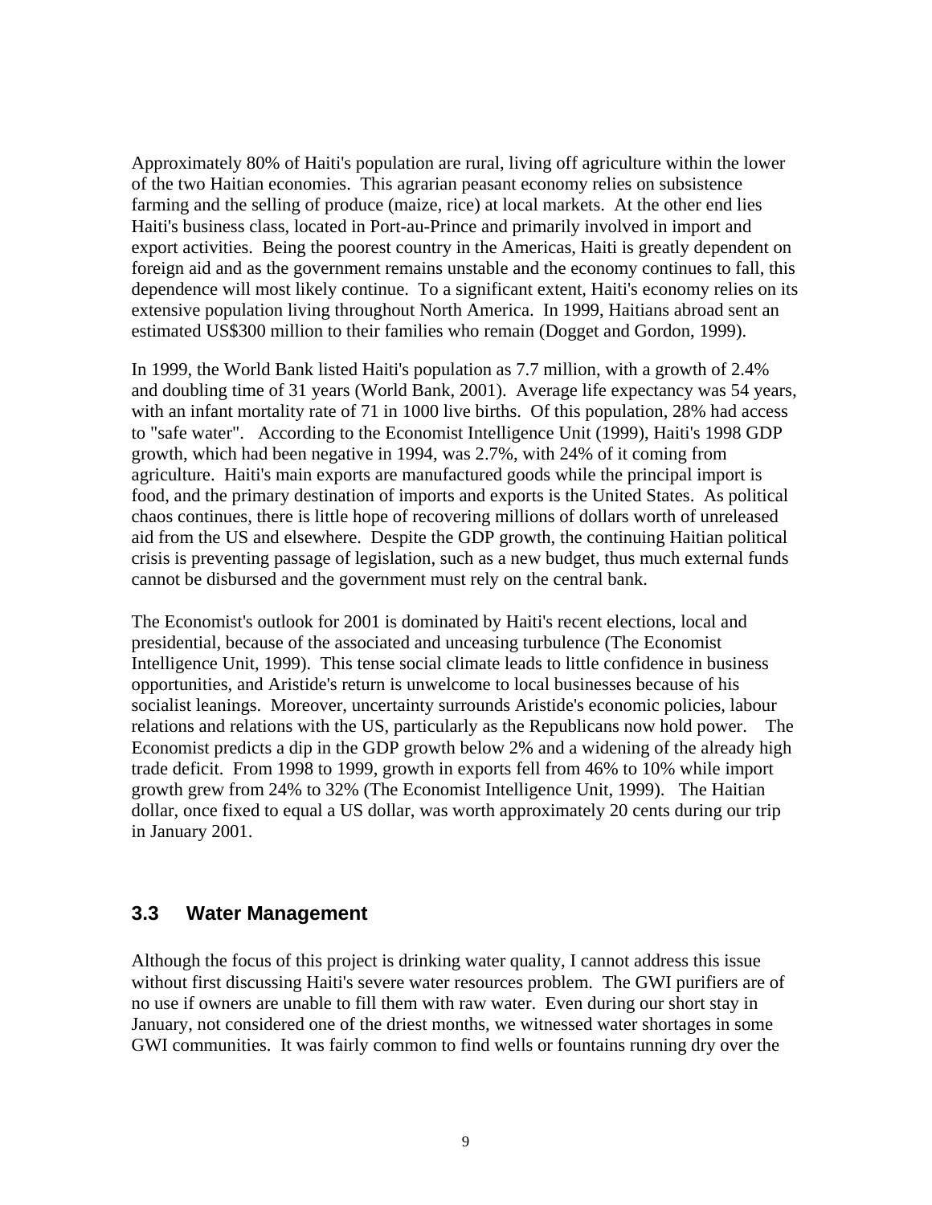Approximately 80% of Haiti's population are rural, living off agriculture within the lower of the two Haitian economies. This agrarian peasant economy relies on subsistence farming and the selling of produce (maize, rice) at local markets. At the other end lies Haiti's business class, located in Port-au-Prince and primarily involved in import and export activities. Being the poorest country in the Americas, Haiti is greatly dependent on foreign aid and as the government remains unstable and the economy continues to fall, this dependence will most likely continue. To a significant extent, Haiti's economy relies on its extensive population living throughout North America. In 1999, Haitians abroad sent an estimated US$300 million to their families who remain (Dogget and Gordon, 1999).

In 1999, the World Bank listed Haiti's population as 7.7 million, with a growth of 2.4% and doubling time of 31 years (World Bank, 2001). Average life expectancy was 54 years, with an infant mortality rate of 71 in 1000 live births. Of this population, 28% had access to "safe water". According to the Economist Intelligence Unit (1999), Haiti's 1998 GDP growth, which had been negative in 1994, was 2.7%, with 24% of it coming from agriculture. Haiti's main exports are manufactured goods while the principal import is food, and the primary destination of imports and exports is the United States. As political chaos continues, there is little hope of recovering millions of dollars worth of unreleased aid from the US and elsewhere. Despite the GDP growth, the continuing Haitian political crisis is preventing passage of legislation, such as a new budget, thus much external funds cannot be disbursed and the government must rely on the central bank.

The Economist's outlook for 2001 is dominated by Haiti's recent elections, local and presidential, because of the associated and unceasing turbulence (The Economist Intelligence Unit, 1999). This tense social climate leads to little confidence in business opportunities, and Aristide's return is unwelcome to local businesses because of his socialist leanings. Moreover, uncertainty surrounds Aristide's economic policies, labour relations and relations with the US, particularly as the Republicans now hold power. The Economist predicts a dip in the GDP growth below 2% and a widening of the already high trade deficit. From 1998 to 1999, growth in exports fell from 46% to 10% while import growth grew from 24% to 32% (The Economist Intelligence Unit, 1999). The Haitian dollar, once fixed to equal a US dollar, was worth approximately 20 cents during our trip in January 2001.

## 3.3 Water Management

Although the focus of this project is drinking water quality, I cannot address this issue without first discussing Haiti's severe water resources problem. The GWI purifiers are of no use if owners are unable to fill them with raw water. Even during our short stay in January, not considered one of the driest months, we witnessed water shortages in some GWI communities. It was fairly common to find wells or fountains running dry over the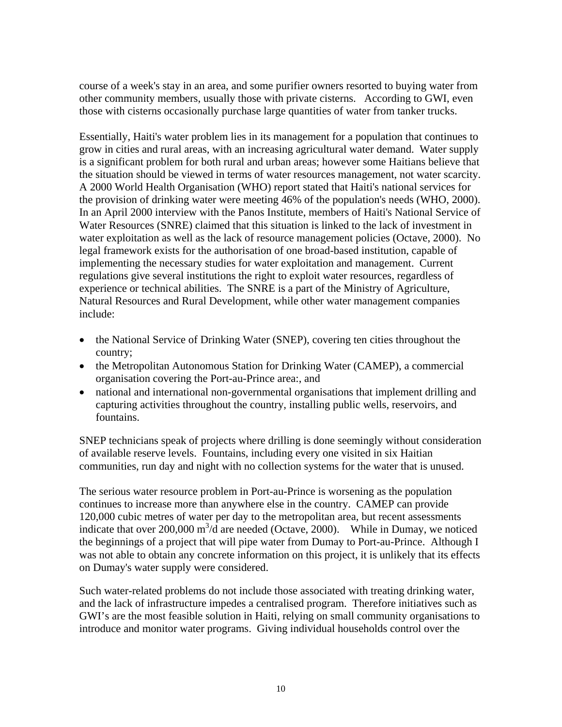course of a week's stay in an area, and some purifier owners resorted to buying water from other community members, usually those with private cisterns. According to GWI, even those with cisterns occasionally purchase large quantities of water from tanker trucks.

Essentially, Haiti's water problem lies in its management for a population that continues to grow in cities and rural areas, with an increasing agricultural water demand. Water supply is a significant problem for both rural and urban areas; however some Haitians believe that the situation should be viewed in terms of water resources management, not water scarcity. A 2000 World Health Organisation (WHO) report stated that Haiti's national services for the provision of drinking water were meeting 46% of the population's needs (WHO, 2000). In an April 2000 interview with the Panos Institute, members of Haiti's National Service of Water Resources (SNRE) claimed that this situation is linked to the lack of investment in water exploitation as well as the lack of resource management policies (Octave, 2000). No legal framework exists for the authorisation of one broad-based institution, capable of implementing the necessary studies for water exploitation and management. Current regulations give several institutions the right to exploit water resources, regardless of experience or technical abilities. The SNRE is a part of the Ministry of Agriculture, Natural Resources and Rural Development, while other water management companies include:

- the National Service of Drinking Water (SNEP), covering ten cities throughout the country;
- the Metropolitan Autonomous Station for Drinking Water (CAMEP), a commercial organisation covering the Port-au-Prince area:, and
- national and international non-governmental organisations that implement drilling and capturing activities throughout the country, installing public wells, reservoirs, and fountains.

SNEP technicians speak of projects where drilling is done seemingly without consideration of available reserve levels. Fountains, including every one visited in six Haitian communities, run day and night with no collection systems for the water that is unused.

The serious water resource problem in Port-au-Prince is worsening as the population continues to increase more than anywhere else in the country. CAMEP can provide 120,000 cubic metres of water per day to the metropolitan area, but recent assessments indicate that over 200,000 $m^3$/d are needed (Octave, 2000). While in Dumay, we noticed the beginnings of a project that will pipe water from Dumay to Port-au-Prince. Although I was not able to obtain any concrete information on this project, it is unlikely that its effects on Dumay's water supply were considered.

Such water-related problems do not include those associated with treating drinking water, and the lack of infrastructure impedes a centralised program. Therefore initiatives such as GWI's are the most feasible solution in Haiti, relying on small community organisations to introduce and monitor water programs. Giving individual households control over the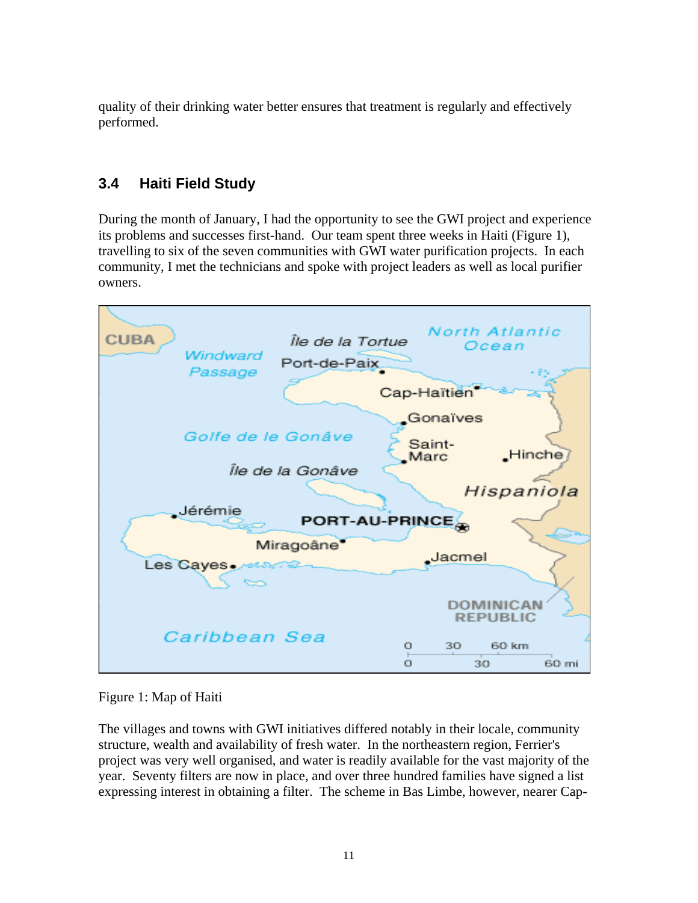quality of their drinking water better ensures that treatment is regularly and effectively performed.

### 3.4 Haiti Field Study

During the month of January, I had the opportunity to see the GWI project and experience its problems and successes first-hand. Our team spent three weeks in Haiti (Figure 1), travelling to six of the seven communities with GWI water purification projects. In each community, I met the technicians and spoke with project leaders as well as local purifier owners.

Figure 1: Map of Haiti

The villages and towns with GWI initiatives differed notably in their locale, community structure, wealth and availability of fresh water. In the northeastern region, Ferrier's project was very well organised, and water is readily available for the vast majority of the year. Seventy filters are now in place, and over three hundred families have signed a list expressing interest in obtaining a filter. The scheme in Bas Limbe, however, nearer Cap-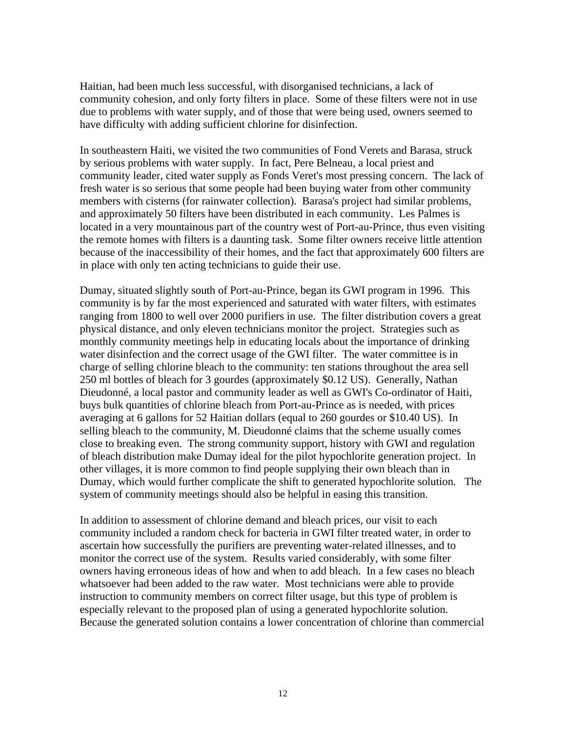Haitian, had been much less successful, with disorganised technicians, a lack of community cohesion, and only forty filters in place. Some of these filters were not in use due to problems with water supply, and of those that were being used, owners seemed to have difficulty with adding sufficient chlorine for disinfection.

In southeastern Haiti, we visited the two communities of Fond Verets and Barasa, struck by serious problems with water supply. In fact, Pere Belneau, a local priest and community leader, cited water supply as Fonds Veret's most pressing concern. The lack of fresh water is so serious that some people had been buying water from other community members with cisterns (for rainwater collection). Barasa's project had similar problems, and approximately 50 filters have been distributed in each community. Les Palmes is located in a very mountainous part of the country west of Port-au-Prince, thus even visiting the remote homes with filters is a daunting task. Some filter owners receive little attention because of the inaccessibility of their homes, and the fact that approximately 600 filters are in place with only ten acting technicians to guide their use.

Dumay, situated slightly south of Port-au-Prince, began its GWI program in 1996. This community is by far the most experienced and saturated with water filters, with estimates ranging from 1800 to well over 2000 purifiers in use. The filter distribution covers a great physical distance, and only eleven technicians monitor the project. Strategies such as monthly community meetings help in educating locals about the importance of drinking water disinfection and the correct usage of the GWI filter. The water committee is in charge of selling chlorine bleach to the community: ten stations throughout the area sell 250 ml bottles of bleach for 3 gourdes (approximately \$0.12 US). Generally, Nathan Dieudonné, a local pastor and community leader as well as GWI's Co-ordinator of Haiti, buys bulk quantities of chlorine bleach from Port-au-Prince as is needed, with prices averaging at 6 gallons for 52 Haitian dollars (equal to 260 gourdes or \$10.40 US). In selling bleach to the community, M. Dieudonné claims that the scheme usually comes close to breaking even. The strong community support, history with GWI and regulation of bleach distribution make Dumay ideal for the pilot hypochlorite generation project. In other villages, it is more common to find people supplying their own bleach than in Dumay, which would further complicate the shift to generated hypochlorite solution. The system of community meetings should also be helpful in easing this transition.

In addition to assessment of chlorine demand and bleach prices, our visit to each community included a random check for bacteria in GWI filter treated water, in order to ascertain how successfully the purifiers are preventing water-related illnesses, and to monitor the correct use of the system. Results varied considerably, with some filter owners having erroneous ideas of how and when to add bleach. In a few cases no bleach whatsoever had been added to the raw water. Most technicians were able to provide instruction to community members on correct filter usage, but this type of problem is especially relevant to the proposed plan of using a generated hypochlorite solution. Because the generated solution contains a lower concentration of chlorine than commercial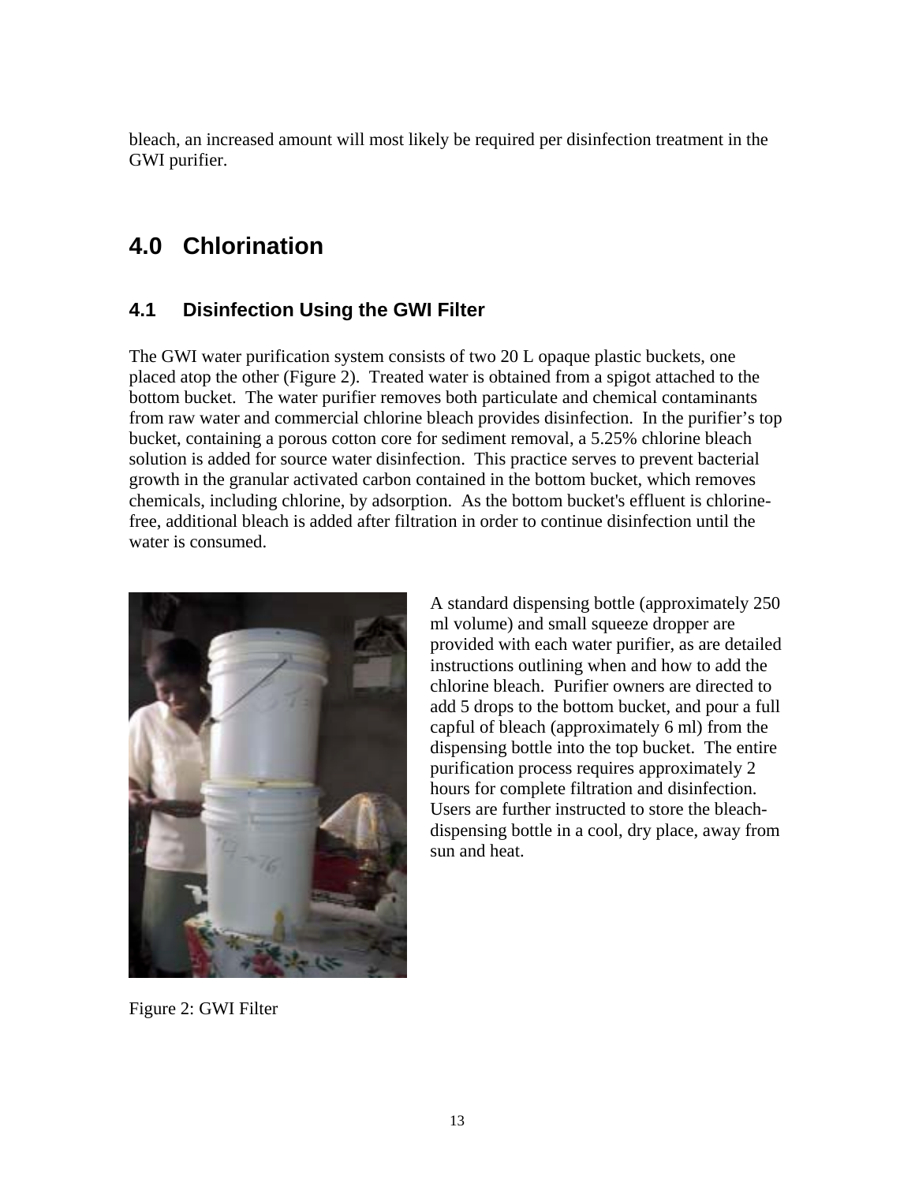bleach, an increased amount will most likely be required per disinfection treatment in the GWI purifier.

# 4.0 Chlorination

## 4.1 Disinfection Using the GWI Filter

The GWI water purification system consists of two 20 L opaque plastic buckets, one placed atop the other (Figure 2). Treated water is obtained from a spigot attached to the bottom bucket. The water purifier removes both particulate and chemical contaminants from raw water and commercial chlorine bleach provides disinfection. In the purifier's top bucket, containing a porous cotton core for sediment removal, a 5.25% chlorine bleach solution is added for source water disinfection. This practice serves to prevent bacterial growth in the granular activated carbon contained in the bottom bucket, which removes chemicals, including chlorine, by adsorption. As the bottom bucket's effluent is chlorine-free, additional bleach is added after filtration in order to continue disinfection until the water is consumed.

A standard dispensing bottle (approximately 250 ml volume) and small squeeze dropper are provided with each water purifier, as are detailed instructions outlining when and how to add the chlorine bleach. Purifier owners are directed to add 5 drops to the bottom bucket, and pour a full capful of bleach (approximately 6 ml) from the dispensing bottle into the top bucket. The entire purification process requires approximately 2 hours for complete filtration and disinfection. Users are further instructed to store the bleach-dispensing bottle in a cool, dry place, away from sun and heat.

Figure 2: GWI Filter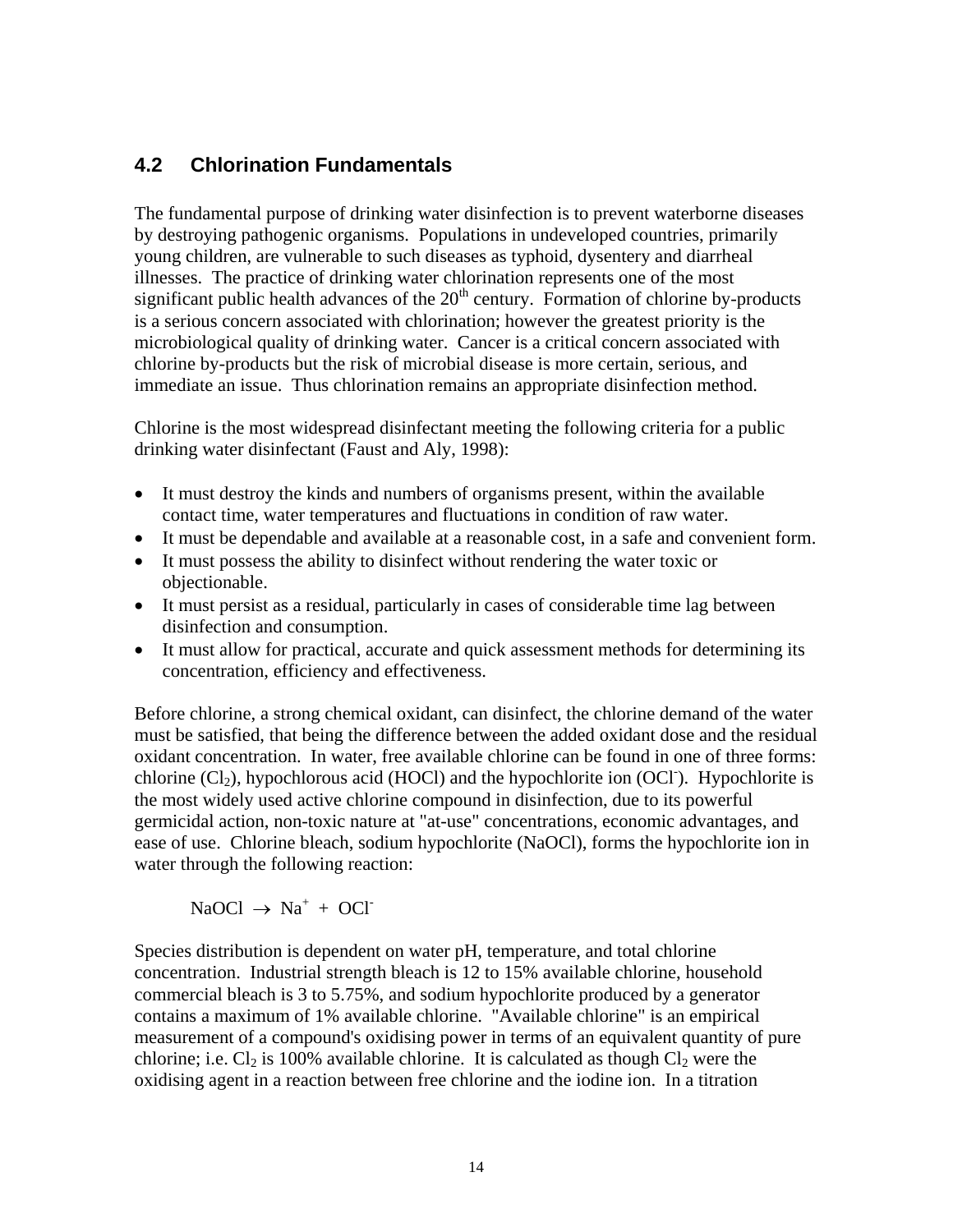## 4.2 Chlorination Fundamentals

The fundamental purpose of drinking water disinfection is to prevent waterborne diseases by destroying pathogenic organisms. Populations in undeveloped countries, primarily young children, are vulnerable to such diseases as typhoid, dysentery and diarrheal illnesses. The practice of drinking water chlorination represents one of the most significant public health advances of the 20$^{th}$ century. Formation of chlorine by-products is a serious concern associated with chlorination; however the greatest priority is the microbiological quality of drinking water. Cancer is a critical concern associated with chlorine by-products but the risk of microbial disease is more certain, serious, and immediate an issue. Thus chlorination remains an appropriate disinfection method.

Chlorine is the most widespread disinfectant meeting the following criteria for a public drinking water disinfectant (Faust and Aly, 1998):

- It must destroy the kinds and numbers of organisms present, within the available contact time, water temperatures and fluctuations in condition of raw water.
- It must be dependable and available at a reasonable cost, in a safe and convenient form.
- It must possess the ability to disinfect without rendering the water toxic or objectionable.
- It must persist as a residual, particularly in cases of considerable time lag between disinfection and consumption.
- It must allow for practical, accurate and quick assessment methods for determining its concentration, efficiency and effectiveness.

Before chlorine, a strong chemical oxidant, can disinfect, the chlorine demand of the water must be satisfied, that being the difference between the added oxidant dose and the residual oxidant concentration. In water, free available chlorine can be found in one of three forms: chlorine ($Cl_2$), hypochlorous acid (HOCl) and the hypochlorite ion ($OCl^-$). Hypochlorite is the most widely used active chlorine compound in disinfection, due to its powerful germicidal action, non-toxic nature at "at-use" concentrations, economic advantages, and ease of use. Chlorine bleach, sodium hypochlorite (NaOCl), forms the hypochlorite ion in water through the following reaction:

$$NaOCl \rightarrow Na^+ + OCl^-$$

Species distribution is dependent on water pH, temperature, and total chlorine concentration. Industrial strength bleach is 12 to 15% available chlorine, household commercial bleach is 3 to 5.75%, and sodium hypochlorite produced by a generator contains a maximum of 1% available chlorine. "Available chlorine" is an empirical measurement of a compound's oxidising power in terms of an equivalent quantity of pure chlorine; i.e. $Cl_2$ is 100% available chlorine. It is calculated as though $Cl_2$ were the oxidising agent in a reaction between free chlorine and the iodine ion. In a titration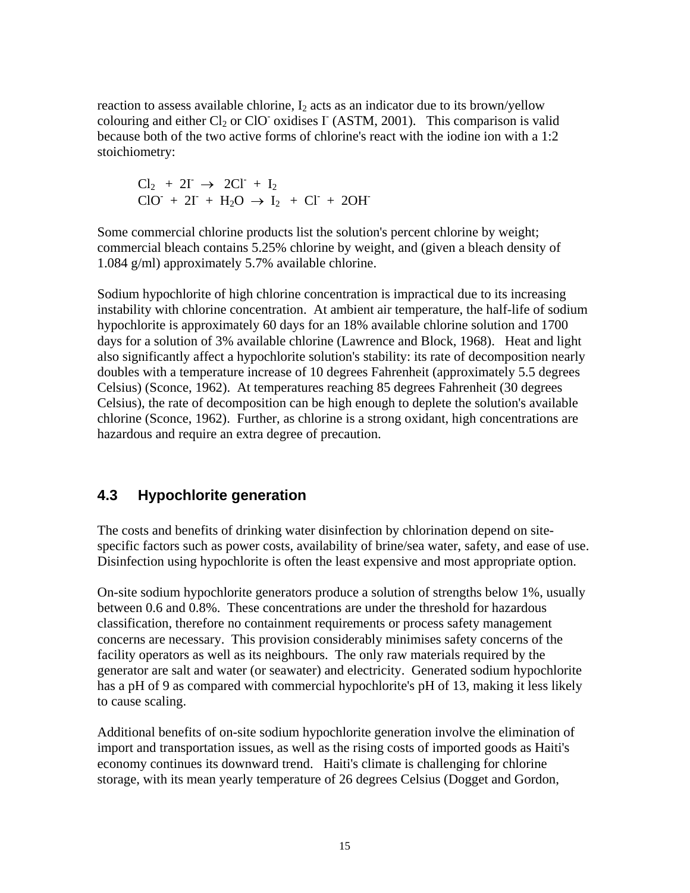reaction to assess available chlorine, $I_2$ acts as an indicator due to its brown/yellow colouring and either $Cl_2$ or $ClO^-$ oxidises $I^-$ (ASTM, 2001). This comparison is valid because both of the two active forms of chlorine's react with the iodine ion with a 1:2 stoichiometry:

$$Cl_2 + 2I^- \rightarrow 2Cl^- + I_2$$

$$ClO^- + 2I^- + H_2O \rightarrow I_2 + Cl^- + 2OH^-$$

Some commercial chlorine products list the solution's percent chlorine by weight; commercial bleach contains 5.25% chlorine by weight, and (given a bleach density of 1.084 g/ml) approximately 5.7% available chlorine.

Sodium hypochlorite of high chlorine concentration is impractical due to its increasing instability with chlorine concentration. At ambient air temperature, the half-life of sodium hypochlorite is approximately 60 days for an 18% available chlorine solution and 1700 days for a solution of 3% available chlorine (Lawrence and Block, 1968). Heat and light also significantly affect a hypochlorite solution's stability: its rate of decomposition nearly doubles with a temperature increase of 10 degrees Fahrenheit (approximately 5.5 degrees Celsius) (Sconce, 1962). At temperatures reaching 85 degrees Fahrenheit (30 degrees Celsius), the rate of decomposition can be high enough to deplete the solution's available chlorine (Sconce, 1962). Further, as chlorine is a strong oxidant, high concentrations are hazardous and require an extra degree of precaution.

## 4.3 Hypochlorite generation

The costs and benefits of drinking water disinfection by chlorination depend on site-specific factors such as power costs, availability of brine/sea water, safety, and ease of use. Disinfection using hypochlorite is often the least expensive and most appropriate option.

On-site sodium hypochlorite generators produce a solution of strengths below 1%, usually between 0.6 and 0.8%. These concentrations are under the threshold for hazardous classification, therefore no containment requirements or process safety management concerns are necessary. This provision considerably minimises safety concerns of the facility operators as well as its neighbours. The only raw materials required by the generator are salt and water (or seawater) and electricity. Generated sodium hypochlorite has a pH of 9 as compared with commercial hypochlorite's pH of 13, making it less likely to cause scaling.

Additional benefits of on-site sodium hypochlorite generation involve the elimination of import and transportation issues, as well as the rising costs of imported goods as Haiti's economy continues its downward trend. Haiti's climate is challenging for chlorine storage, with its mean yearly temperature of 26 degrees Celsius (Dogget and Gordon,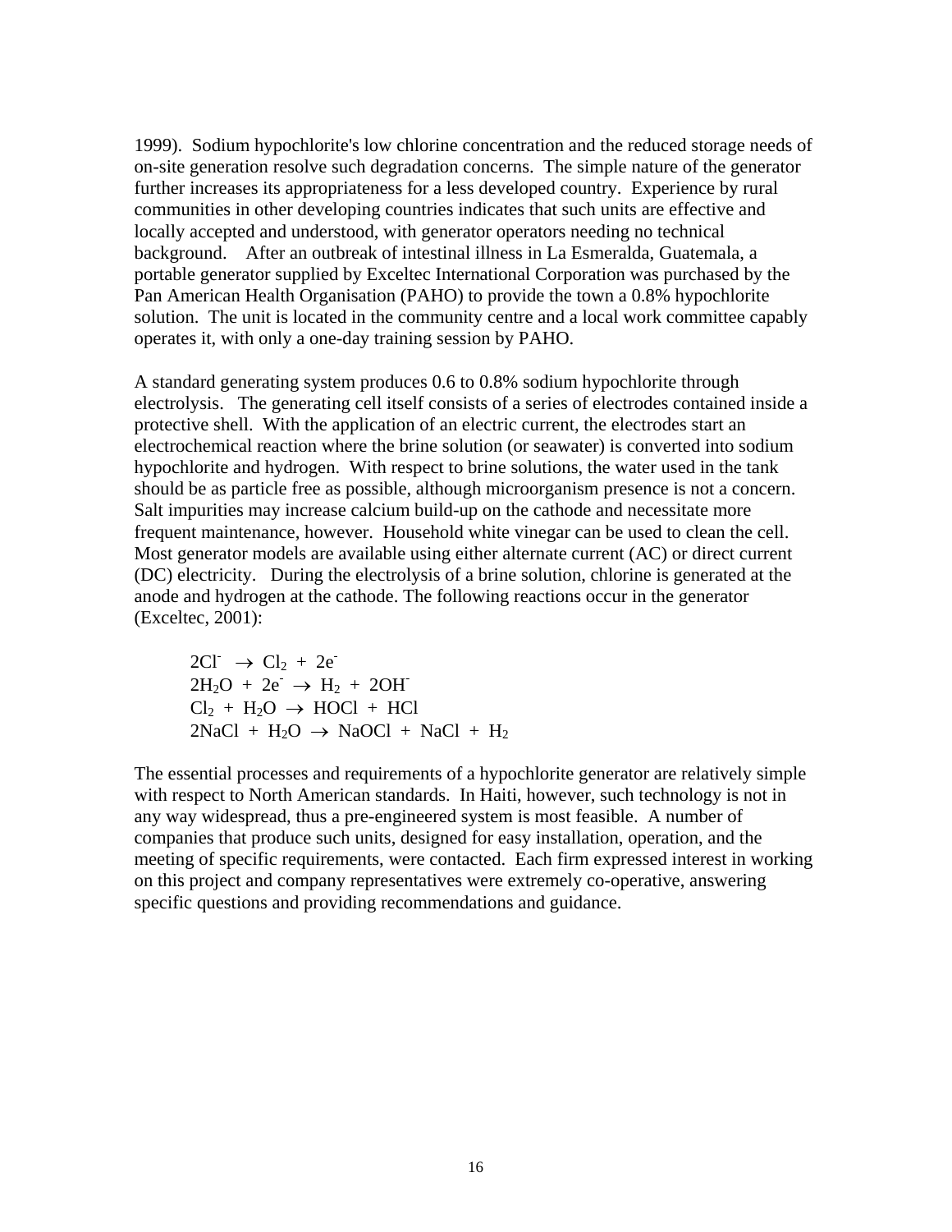1999). Sodium hypochlorite's low chlorine concentration and the reduced storage needs of on-site generation resolve such degradation concerns. The simple nature of the generator further increases its appropriateness for a less developed country. Experience by rural communities in other developing countries indicates that such units are effective and locally accepted and understood, with generator operators needing no technical background. After an outbreak of intestinal illness in La Esmeralda, Guatemala, a portable generator supplied by Exceltec International Corporation was purchased by the Pan American Health Organisation (PAHO) to provide the town a 0.8% hypochlorite solution. The unit is located in the community centre and a local work committee capably operates it, with only a one-day training session by PAHO.

A standard generating system produces 0.6 to 0.8% sodium hypochlorite through electrolysis. The generating cell itself consists of a series of electrodes contained inside a protective shell. With the application of an electric current, the electrodes start an electrochemical reaction where the brine solution (or seawater) is converted into sodium hypochlorite and hydrogen. With respect to brine solutions, the water used in the tank should be as particle free as possible, although microorganism presence is not a concern. Salt impurities may increase calcium build-up on the cathode and necessitate more frequent maintenance, however. Household white vinegar can be used to clean the cell. Most generator models are available using either alternate current (AC) or direct current (DC) electricity. During the electrolysis of a brine solution, chlorine is generated at the anode and hydrogen at the cathode. The following reactions occur in the generator (Exceltec, 2001):

$$2Cl^- \rightarrow Cl_2 + 2e^-$$
$$2H_2O + 2e^- \rightarrow H_2 + 2OH^-$$
$$Cl_2 + H_2O \rightarrow HOCl + HCl$$
$$2NaCl + H_2O \rightarrow NaOCl + NaCl + H_2$$

The essential processes and requirements of a hypochlorite generator are relatively simple with respect to North American standards. In Haiti, however, such technology is not in any way widespread, thus a pre-engineered system is most feasible. A number of companies that produce such units, designed for easy installation, operation, and the meeting of specific requirements, were contacted. Each firm expressed interest in working on this project and company representatives were extremely co-operative, answering specific questions and providing recommendations and guidance.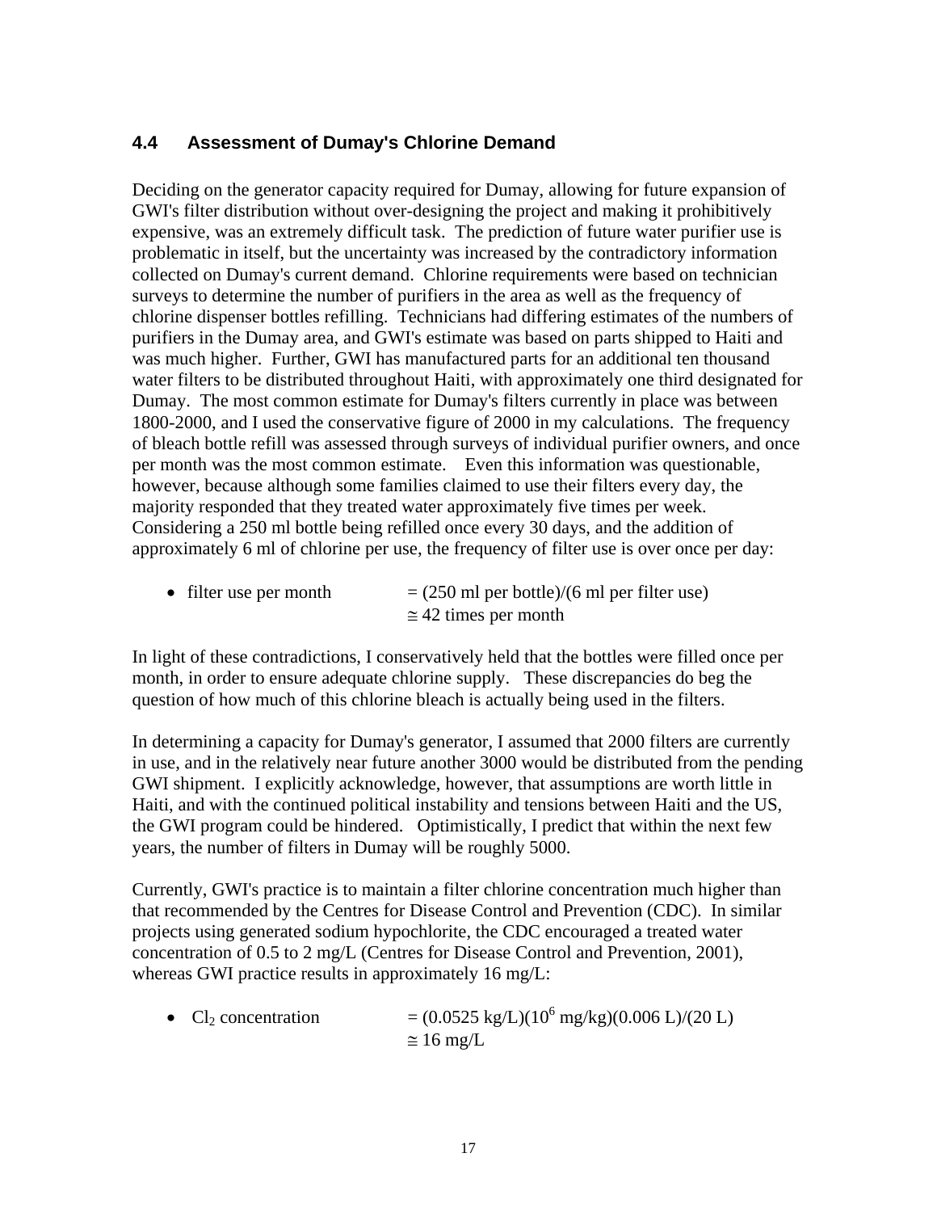## 4.4 Assessment of Dumay's Chlorine Demand

Deciding on the generator capacity required for Dumay, allowing for future expansion of GWI's filter distribution without over-designing the project and making it prohibitively expensive, was an extremely difficult task. The prediction of future water purifier use is problematic in itself, but the uncertainty was increased by the contradictory information collected on Dumay's current demand. Chlorine requirements were based on technician surveys to determine the number of purifiers in the area as well as the frequency of chlorine dispenser bottles refilling. Technicians had differing estimates of the numbers of purifiers in the Dumay area, and GWI's estimate was based on parts shipped to Haiti and was much higher. Further, GWI has manufactured parts for an additional ten thousand water filters to be distributed throughout Haiti, with approximately one third designated for Dumay. The most common estimate for Dumay's filters currently in place was between 1800-2000, and I used the conservative figure of 2000 in my calculations. The frequency of bleach bottle refill was assessed through surveys of individual purifier owners, and once per month was the most common estimate. Even this information was questionable, however, because although some families claimed to use their filters every day, the majority responded that they treated water approximately five times per week. Considering a 250 ml bottle being refilled once every 30 days, and the addition of approximately 6 ml of chlorine per use, the frequency of filter use is over once per day:

- filter use per month $= (250 \text{ ml per bottle})/(6 \text{ ml per filter use})$
  $\cong 42$ times per month

In light of these contradictions, I conservatively held that the bottles were filled once per month, in order to ensure adequate chlorine supply. These discrepancies do beg the question of how much of this chlorine bleach is actually being used in the filters.

In determining a capacity for Dumay's generator, I assumed that 2000 filters are currently in use, and in the relatively near future another 3000 would be distributed from the pending GWI shipment. I explicitly acknowledge, however, that assumptions are worth little in Haiti, and with the continued political instability and tensions between Haiti and the US, the GWI program could be hindered. Optimistically, I predict that within the next few years, the number of filters in Dumay will be roughly 5000.

Currently, GWI's practice is to maintain a filter chlorine concentration much higher than that recommended by the Centres for Disease Control and Prevention (CDC). In similar projects using generated sodium hypochlorite, the CDC encouraged a treated water concentration of 0.5 to 2 mg/L (Centres for Disease Control and Prevention, 2001), whereas GWI practice results in approximately 16 mg/L:

- $Cl_2$ concentration $= (0.0525 \text{ kg/L})(10^6 \text{ mg/kg})(0.006 \text{ L})/(20 \text{ L})$
  $\cong 16$ mg/L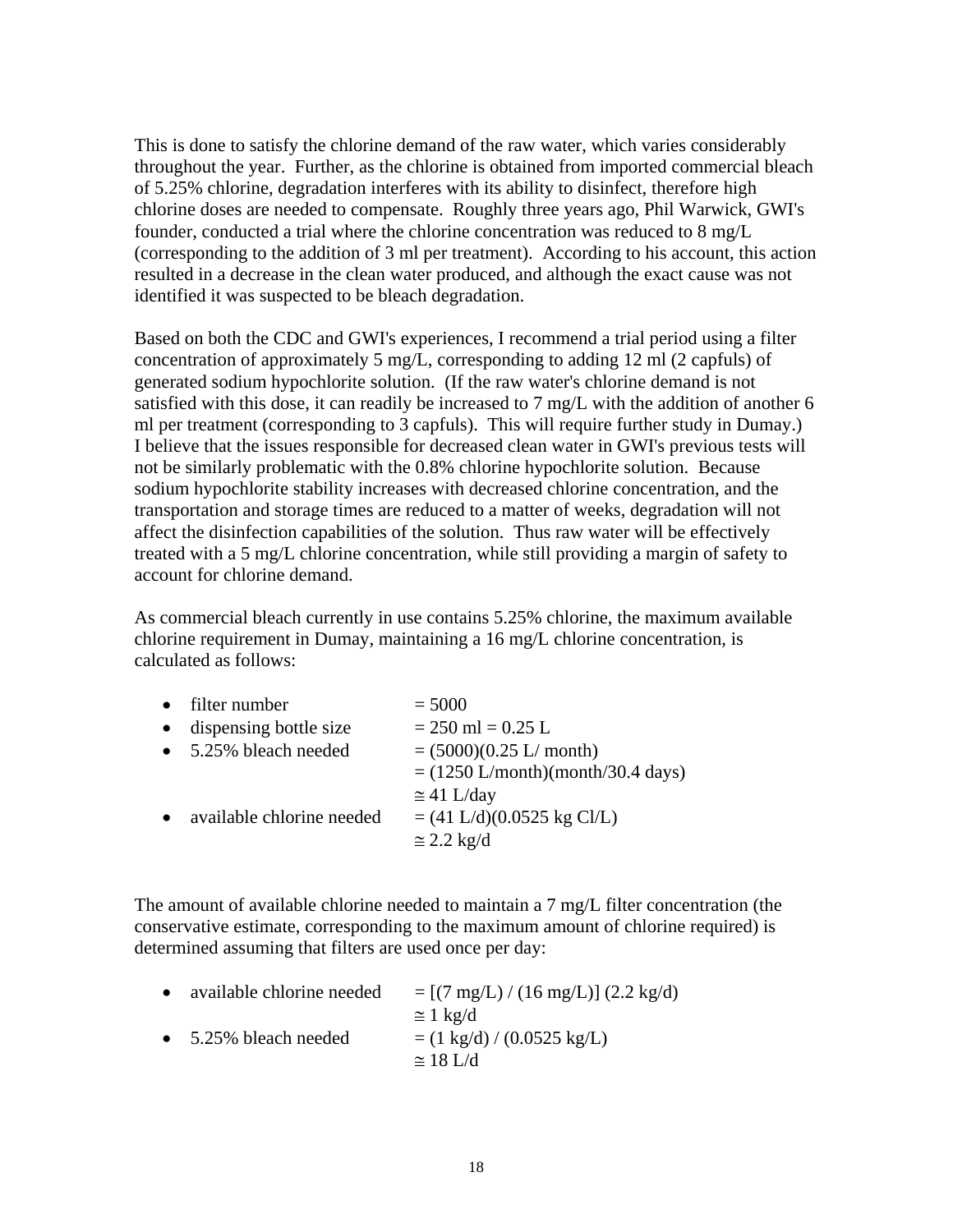This is done to satisfy the chlorine demand of the raw water, which varies considerably throughout the year. Further, as the chlorine is obtained from imported commercial bleach of 5.25% chlorine, degradation interferes with its ability to disinfect, therefore high chlorine doses are needed to compensate. Roughly three years ago, Phil Warwick, GWI's founder, conducted a trial where the chlorine concentration was reduced to 8 mg/L (corresponding to the addition of 3 ml per treatment). According to his account, this action resulted in a decrease in the clean water produced, and although the exact cause was not identified it was suspected to be bleach degradation.

Based on both the CDC and GWI's experiences, I recommend a trial period using a filter concentration of approximately 5 mg/L, corresponding to adding 12 ml (2 capfuls) of generated sodium hypochlorite solution. (If the raw water's chlorine demand is not satisfied with this dose, it can readily be increased to 7 mg/L with the addition of another 6 ml per treatment (corresponding to 3 capfuls). This will require further study in Dumay.) I believe that the issues responsible for decreased clean water in GWI's previous tests will not be similarly problematic with the 0.8% chlorine hypochlorite solution. Because sodium hypochlorite stability increases with decreased chlorine concentration, and the transportation and storage times are reduced to a matter of weeks, degradation will not affect the disinfection capabilities of the solution. Thus raw water will be effectively treated with a 5 mg/L chlorine concentration, while still providing a margin of safety to account for chlorine demand.

As commercial bleach currently in use contains 5.25% chlorine, the maximum available chlorine requirement in Dumay, maintaining a 16 mg/L chlorine concentration, is calculated as follows:

- filter number $= 5000$
- dispensing bottle size $= 250 \text{ ml} = 0.25 \text{ L}$
- 5.25% bleach needed $= (5000)(0.25 \text{ L/ month})$
  $= (1250 \text{ L/month})(\text{month}/30.4 \text{ days})$
  $\cong 41 \text{ L/day}$
- available chlorine needed $= (41 \text{ L/d})(0.0525 \text{ kg Cl/L})$
  $\cong 2.2 \text{ kg/d}$

The amount of available chlorine needed to maintain a 7 mg/L filter concentration (the conservative estimate, corresponding to the maximum amount of chlorine required) is determined assuming that filters are used once per day:

- available chlorine needed $= [(7 \text{ mg/L}) / (16 \text{ mg/L})] (2.2 \text{ kg/d})$
  $\cong 1 \text{ kg/d}$
- 5.25% bleach needed $= (1 \text{ kg/d}) / (0.0525 \text{ kg/L})$
  $\cong 18 \text{ L/d}$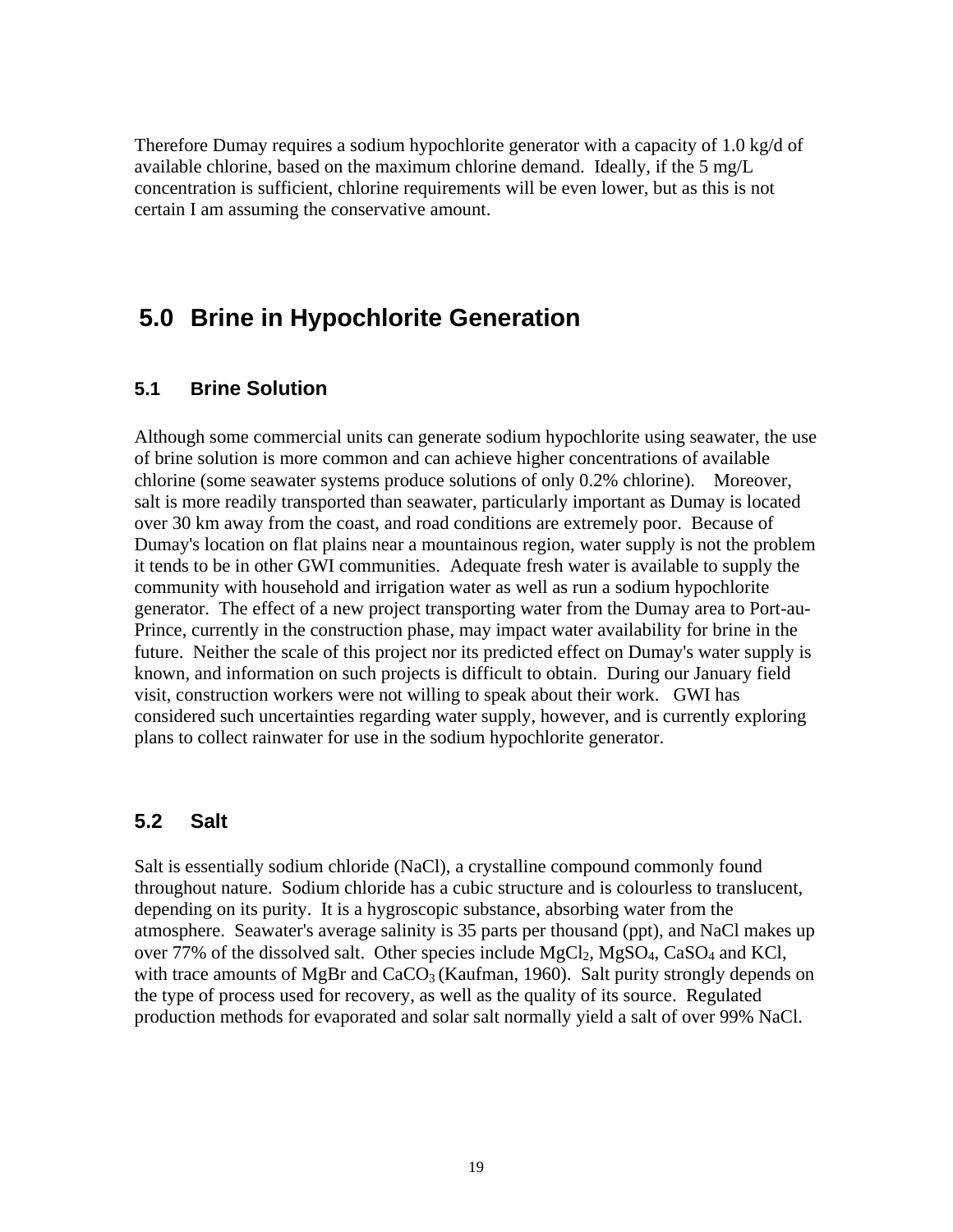Therefore Dumay requires a sodium hypochlorite generator with a capacity of 1.0 kg/d of available chlorine, based on the maximum chlorine demand. Ideally, if the 5 mg/L concentration is sufficient, chlorine requirements will be even lower, but as this is not certain I am assuming the conservative amount.

# 5.0 Brine in Hypochlorite Generation

## 5.1 Brine Solution

Although some commercial units can generate sodium hypochlorite using seawater, the use of brine solution is more common and can achieve higher concentrations of available chlorine (some seawater systems produce solutions of only 0.2% chlorine). Moreover, salt is more readily transported than seawater, particularly important as Dumay is located over 30 km away from the coast, and road conditions are extremely poor. Because of Dumay's location on flat plains near a mountainous region, water supply is not the problem it tends to be in other GWI communities. Adequate fresh water is available to supply the community with household and irrigation water as well as run a sodium hypochlorite generator. The effect of a new project transporting water from the Dumay area to Port-au-Prince, currently in the construction phase, may impact water availability for brine in the future. Neither the scale of this project nor its predicted effect on Dumay's water supply is known, and information on such projects is difficult to obtain. During our January field visit, construction workers were not willing to speak about their work. GWI has considered such uncertainties regarding water supply, however, and is currently exploring plans to collect rainwater for use in the sodium hypochlorite generator.

## 5.2 Salt

Salt is essentially sodium chloride (NaCl), a crystalline compound commonly found throughout nature. Sodium chloride has a cubic structure and is colourless to translucent, depending on its purity. It is a hygroscopic substance, absorbing water from the atmosphere. Seawater's average salinity is 35 parts per thousand (ppt), and NaCl makes up over 77% of the dissolved salt. Other species include $MgCl_2$, $MgSO_4$, $CaSO_4$ and KCl, with trace amounts of MgBr and $CaCO_3$ (Kaufman, 1960). Salt purity strongly depends on the type of process used for recovery, as well as the quality of its source. Regulated production methods for evaporated and solar salt normally yield a salt of over 99% NaCl.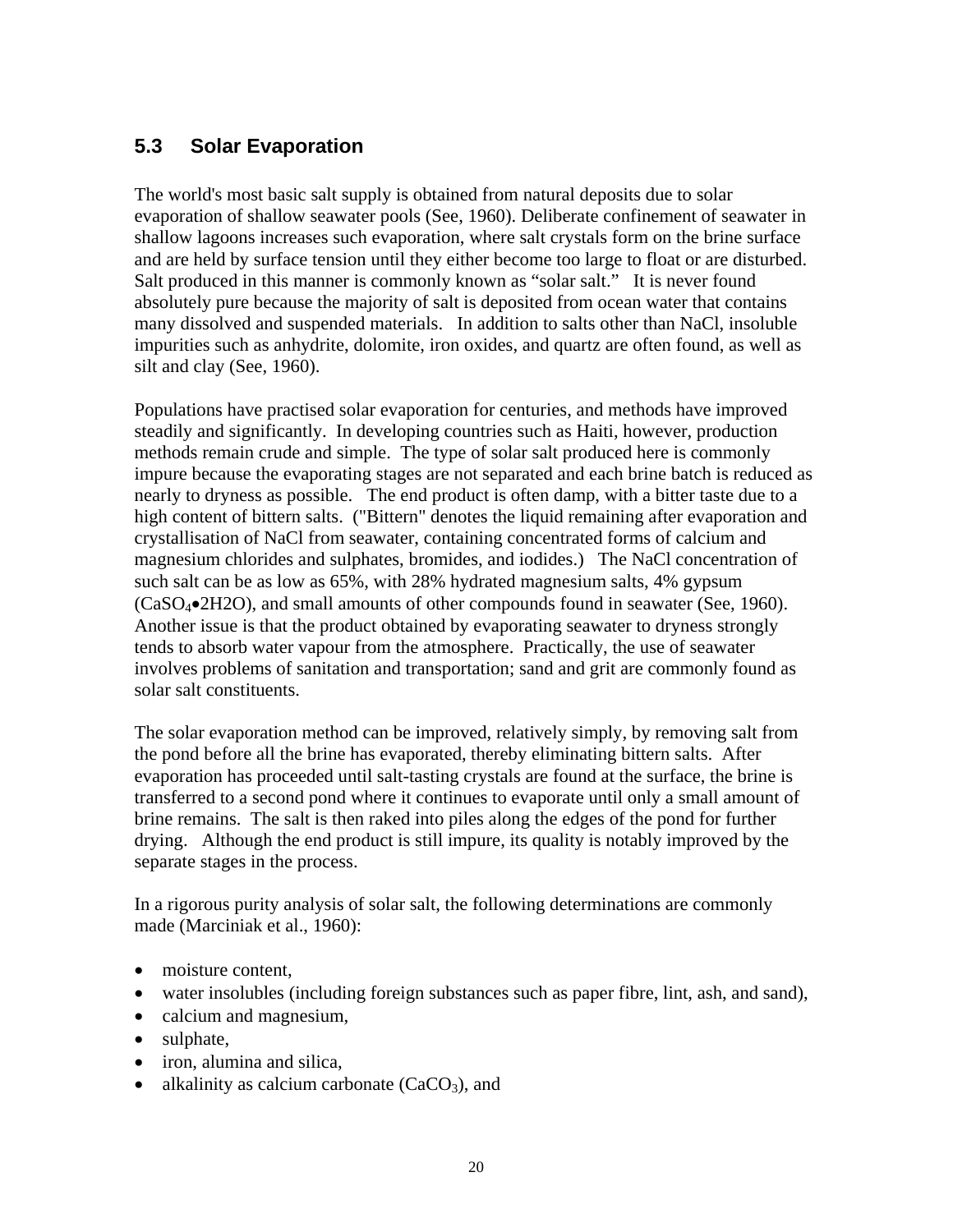## 5.3 Solar Evaporation

The world's most basic salt supply is obtained from natural deposits due to solar evaporation of shallow seawater pools (See, 1960). Deliberate confinement of seawater in shallow lagoons increases such evaporation, where salt crystals form on the brine surface and are held by surface tension until they either become too large to float or are disturbed. Salt produced in this manner is commonly known as "solar salt." It is never found absolutely pure because the majority of salt is deposited from ocean water that contains many dissolved and suspended materials. In addition to salts other than NaCl, insoluble impurities such as anhydrite, dolomite, iron oxides, and quartz are often found, as well as silt and clay (See, 1960).

Populations have practised solar evaporation for centuries, and methods have improved steadily and significantly. In developing countries such as Haiti, however, production methods remain crude and simple. The type of solar salt produced here is commonly impure because the evaporating stages are not separated and each brine batch is reduced as nearly to dryness as possible. The end product is often damp, with a bitter taste due to a high content of bittern salts. ("Bittern" denotes the liquid remaining after evaporation and crystallisation of NaCl from seawater, containing concentrated forms of calcium and magnesium chlorides and sulphates, bromides, and iodides.) The NaCl concentration of such salt can be as low as 65%, with 28% hydrated magnesium salts, 4% gypsum ($CaSO_4 \bullet 2H_2O$), and small amounts of other compounds found in seawater (See, 1960). Another issue is that the product obtained by evaporating seawater to dryness strongly tends to absorb water vapour from the atmosphere. Practically, the use of seawater involves problems of sanitation and transportation; sand and grit are commonly found as solar salt constituents.

The solar evaporation method can be improved, relatively simply, by removing salt from the pond before all the brine has evaporated, thereby eliminating bittern salts. After evaporation has proceeded until salt-tasting crystals are found at the surface, the brine is transferred to a second pond where it continues to evaporate until only a small amount of brine remains. The salt is then raked into piles along the edges of the pond for further drying. Although the end product is still impure, its quality is notably improved by the separate stages in the process.

In a rigorous purity analysis of solar salt, the following determinations are commonly made (Marciniak et al., 1960):

- moisture content,
- water insolubles (including foreign substances such as paper fibre, lint, ash, and sand),
- calcium and magnesium,
- sulphate,
- iron, alumina and silica,
- alkalinity as calcium carbonate ($CaCO_3$), and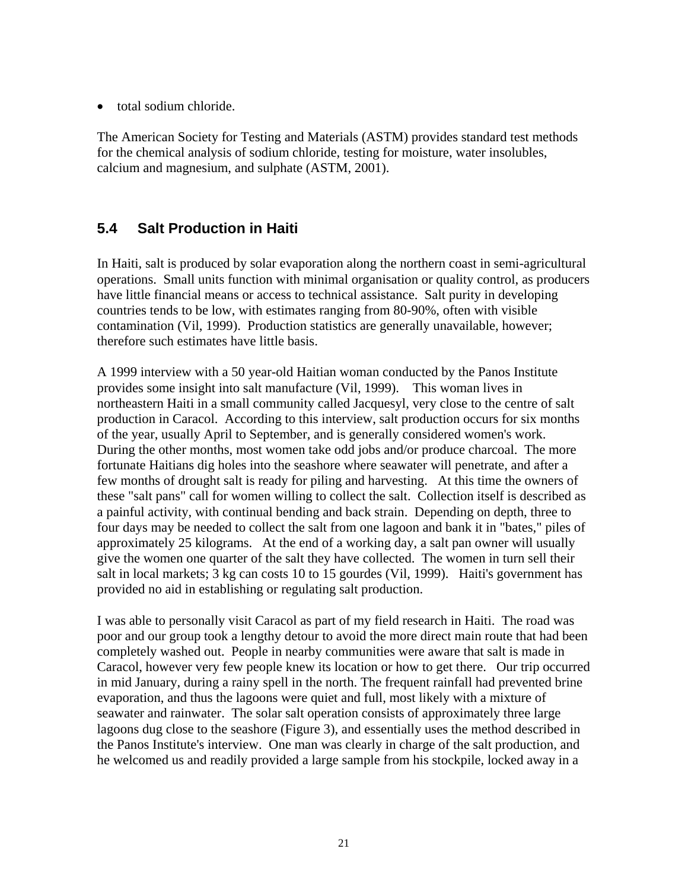- total sodium chloride.

The American Society for Testing and Materials (ASTM) provides standard test methods for the chemical analysis of sodium chloride, testing for moisture, water insolubles, calcium and magnesium, and sulphate (ASTM, 2001).

## 5.4 Salt Production in Haiti

In Haiti, salt is produced by solar evaporation along the northern coast in semi-agricultural operations. Small units function with minimal organisation or quality control, as producers have little financial means or access to technical assistance. Salt purity in developing countries tends to be low, with estimates ranging from 80-90%, often with visible contamination (Vil, 1999). Production statistics are generally unavailable, however; therefore such estimates have little basis.

A 1999 interview with a 50 year-old Haitian woman conducted by the Panos Institute provides some insight into salt manufacture (Vil, 1999). This woman lives in northeastern Haiti in a small community called Jacquesyl, very close to the centre of salt production in Caracol. According to this interview, salt production occurs for six months of the year, usually April to September, and is generally considered women's work. During the other months, most women take odd jobs and/or produce charcoal. The more fortunate Haitians dig holes into the seashore where seawater will penetrate, and after a few months of drought salt is ready for piling and harvesting. At this time the owners of these "salt pans" call for women willing to collect the salt. Collection itself is described as a painful activity, with continual bending and back strain. Depending on depth, three to four days may be needed to collect the salt from one lagoon and bank it in "bates," piles of approximately 25 kilograms. At the end of a working day, a salt pan owner will usually give the women one quarter of the salt they have collected. The women in turn sell their salt in local markets; 3 kg can costs 10 to 15 gourdes (Vil, 1999). Haiti's government has provided no aid in establishing or regulating salt production.

I was able to personally visit Caracol as part of my field research in Haiti. The road was poor and our group took a lengthy detour to avoid the more direct main route that had been completely washed out. People in nearby communities were aware that salt is made in Caracol, however very few people knew its location or how to get there. Our trip occurred in mid January, during a rainy spell in the north. The frequent rainfall had prevented brine evaporation, and thus the lagoons were quiet and full, most likely with a mixture of seawater and rainwater. The solar salt operation consists of approximately three large lagoons dug close to the seashore (Figure 3), and essentially uses the method described in the Panos Institute's interview. One man was clearly in charge of the salt production, and he welcomed us and readily provided a large sample from his stockpile, locked away in a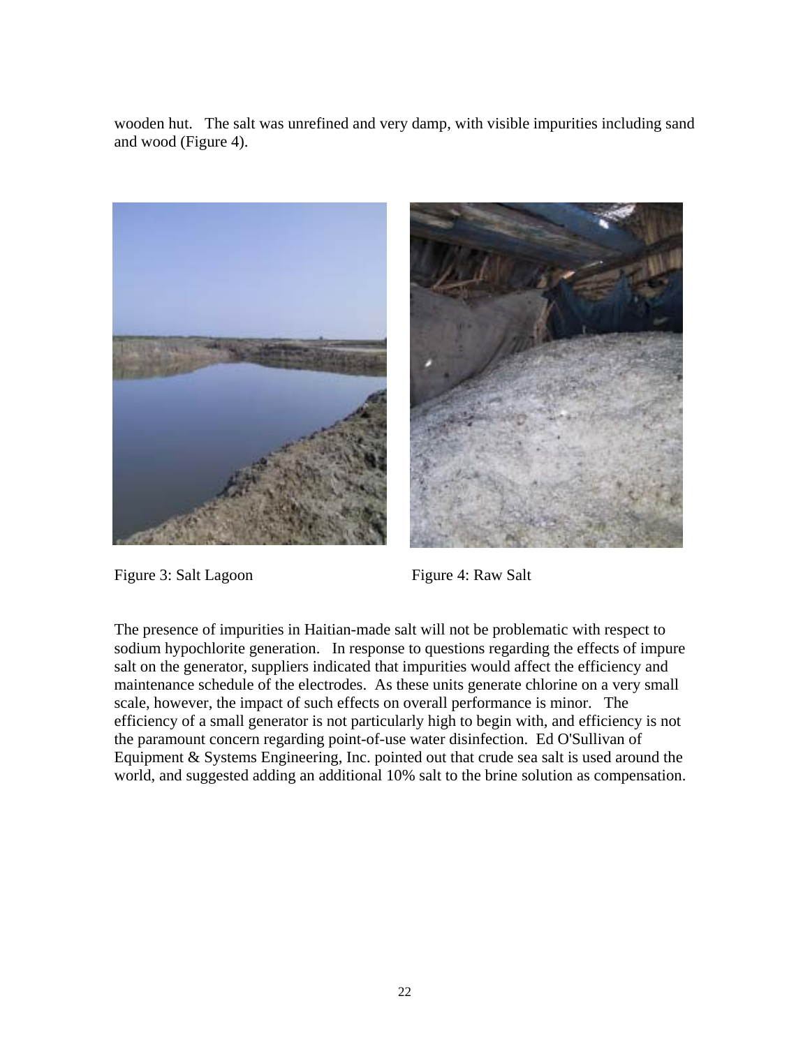wooden hut. The salt was unrefined and very damp, with visible impurities including sand and wood (Figure 4).

Figure 3: Salt Lagoon

Figure 4: Raw Salt

The presence of impurities in Haitian-made salt will not be problematic with respect to sodium hypochlorite generation. In response to questions regarding the effects of impure salt on the generator, suppliers indicated that impurities would affect the efficiency and maintenance schedule of the electrodes. As these units generate chlorine on a very small scale, however, the impact of such effects on overall performance is minor. The efficiency of a small generator is not particularly high to begin with, and efficiency is not the paramount concern regarding point-of-use water disinfection. Ed O'Sullivan of Equipment & Systems Engineering, Inc. pointed out that crude sea salt is used around the world, and suggested adding an additional 10% salt to the brine solution as compensation.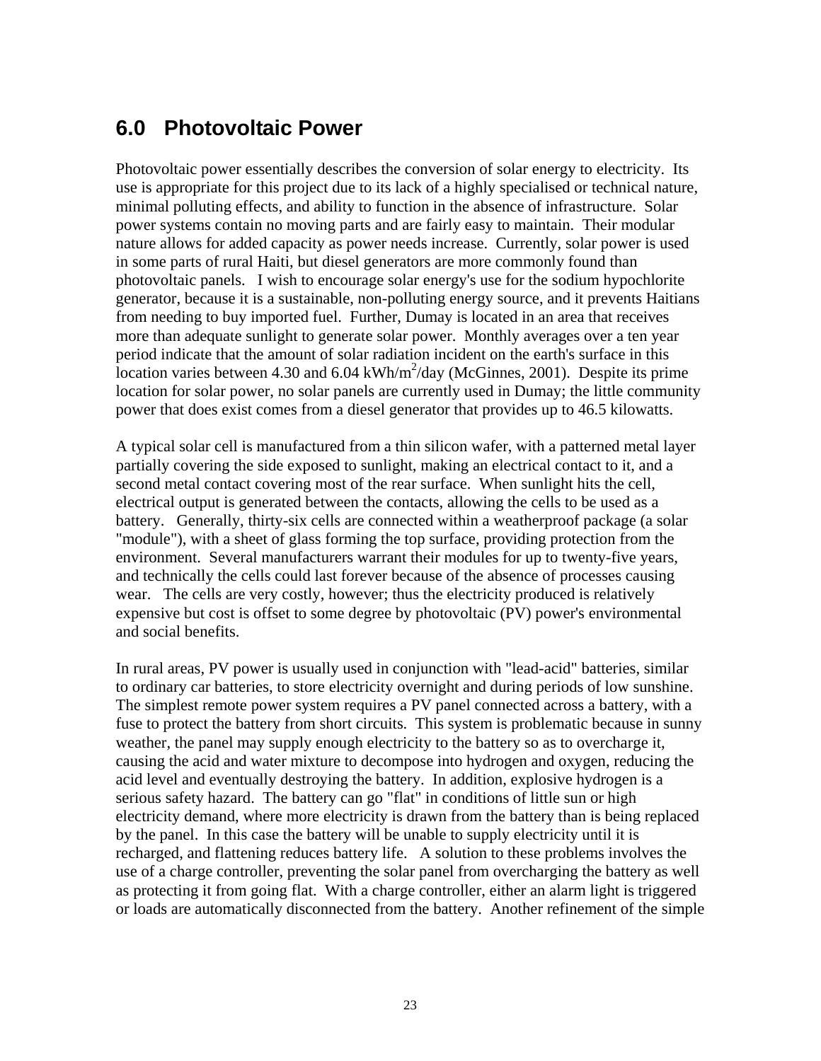## 6.0 Photovoltaic Power

Photovoltaic power essentially describes the conversion of solar energy to electricity. Its use is appropriate for this project due to its lack of a highly specialised or technical nature, minimal polluting effects, and ability to function in the absence of infrastructure. Solar power systems contain no moving parts and are fairly easy to maintain. Their modular nature allows for added capacity as power needs increase. Currently, solar power is used in some parts of rural Haiti, but diesel generators are more commonly found than photovoltaic panels. I wish to encourage solar energy's use for the sodium hypochlorite generator, because it is a sustainable, non-polluting energy source, and it prevents Haitians from needing to buy imported fuel. Further, Dumay is located in an area that receives more than adequate sunlight to generate solar power. Monthly averages over a ten year period indicate that the amount of solar radiation incident on the earth's surface in this location varies between 4.30 and 6.04 $kWh/m^2/day$ (McGinnes, 2001). Despite its prime location for solar power, no solar panels are currently used in Dumay; the little community power that does exist comes from a diesel generator that provides up to 46.5 kilowatts.

A typical solar cell is manufactured from a thin silicon wafer, with a patterned metal layer partially covering the side exposed to sunlight, making an electrical contact to it, and a second metal contact covering most of the rear surface. When sunlight hits the cell, electrical output is generated between the contacts, allowing the cells to be used as a battery. Generally, thirty-six cells are connected within a weatherproof package (a solar "module"), with a sheet of glass forming the top surface, providing protection from the environment. Several manufacturers warrant their modules for up to twenty-five years, and technically the cells could last forever because of the absence of processes causing wear. The cells are very costly, however; thus the electricity produced is relatively expensive but cost is offset to some degree by photovoltaic (PV) power's environmental and social benefits.

In rural areas, PV power is usually used in conjunction with "lead-acid" batteries, similar to ordinary car batteries, to store electricity overnight and during periods of low sunshine. The simplest remote power system requires a PV panel connected across a battery, with a fuse to protect the battery from short circuits. This system is problematic because in sunny weather, the panel may supply enough electricity to the battery so as to overcharge it, causing the acid and water mixture to decompose into hydrogen and oxygen, reducing the acid level and eventually destroying the battery. In addition, explosive hydrogen is a serious safety hazard. The battery can go "flat" in conditions of little sun or high electricity demand, where more electricity is drawn from the battery than is being replaced by the panel. In this case the battery will be unable to supply electricity until it is recharged, and flattening reduces battery life. A solution to these problems involves the use of a charge controller, preventing the solar panel from overcharging the battery as well as protecting it from going flat. With a charge controller, either an alarm light is triggered or loads are automatically disconnected from the battery. Another refinement of the simple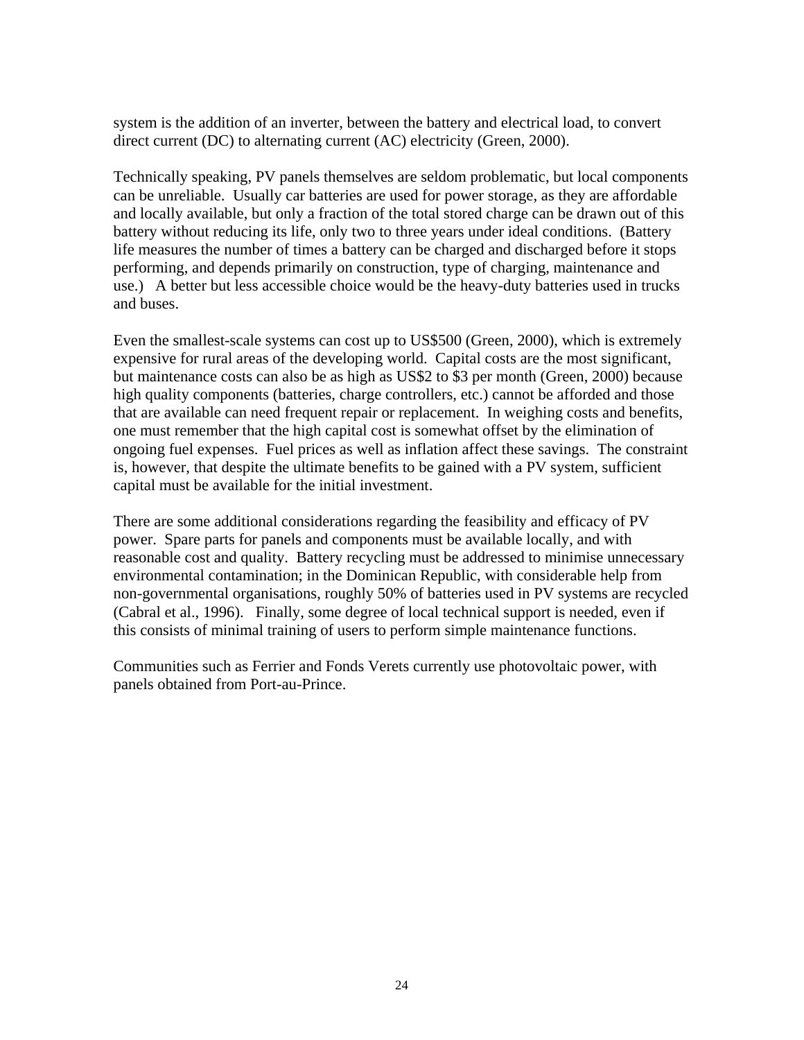system is the addition of an inverter, between the battery and electrical load, to convert direct current (DC) to alternating current (AC) electricity (Green, 2000).

Technically speaking, PV panels themselves are seldom problematic, but local components can be unreliable. Usually car batteries are used for power storage, as they are affordable and locally available, but only a fraction of the total stored charge can be drawn out of this battery without reducing its life, only two to three years under ideal conditions. (Battery life measures the number of times a battery can be charged and discharged before it stops performing, and depends primarily on construction, type of charging, maintenance and use.) A better but less accessible choice would be the heavy-duty batteries used in trucks and buses.

Even the smallest-scale systems can cost up to US$500 (Green, 2000), which is extremely expensive for rural areas of the developing world. Capital costs are the most significant, but maintenance costs can also be as high as US$2 to $3 per month (Green, 2000) because high quality components (batteries, charge controllers, etc.) cannot be afforded and those that are available can need frequent repair or replacement. In weighing costs and benefits, one must remember that the high capital cost is somewhat offset by the elimination of ongoing fuel expenses. Fuel prices as well as inflation affect these savings. The constraint is, however, that despite the ultimate benefits to be gained with a PV system, sufficient capital must be available for the initial investment.

There are some additional considerations regarding the feasibility and efficacy of PV power. Spare parts for panels and components must be available locally, and with reasonable cost and quality. Battery recycling must be addressed to minimise unnecessary environmental contamination; in the Dominican Republic, with considerable help from non-governmental organisations, roughly 50% of batteries used in PV systems are recycled (Cabral et al., 1996). Finally, some degree of local technical support is needed, even if this consists of minimal training of users to perform simple maintenance functions.

Communities such as Ferrier and Fonds Verets currently use photovoltaic power, with panels obtained from Port-au-Prince.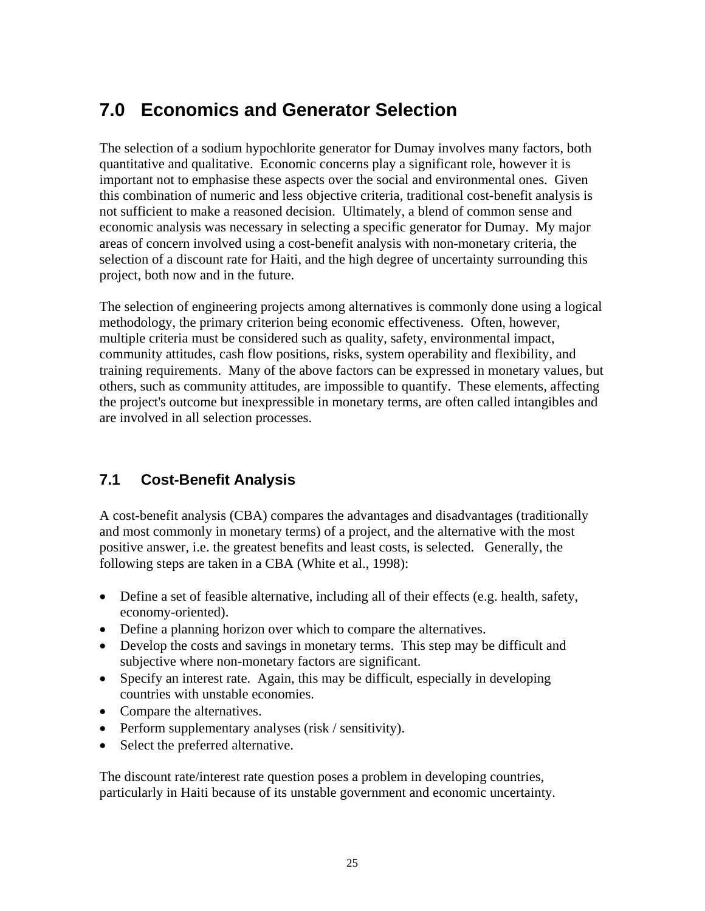# 7.0 Economics and Generator Selection

The selection of a sodium hypochlorite generator for Dumay involves many factors, both quantitative and qualitative. Economic concerns play a significant role, however it is important not to emphasise these aspects over the social and environmental ones. Given this combination of numeric and less objective criteria, traditional cost-benefit analysis is not sufficient to make a reasoned decision. Ultimately, a blend of common sense and economic analysis was necessary in selecting a specific generator for Dumay. My major areas of concern involved using a cost-benefit analysis with non-monetary criteria, the selection of a discount rate for Haiti, and the high degree of uncertainty surrounding this project, both now and in the future.

The selection of engineering projects among alternatives is commonly done using a logical methodology, the primary criterion being economic effectiveness. Often, however, multiple criteria must be considered such as quality, safety, environmental impact, community attitudes, cash flow positions, risks, system operability and flexibility, and training requirements. Many of the above factors can be expressed in monetary values, but others, such as community attitudes, are impossible to quantify. These elements, affecting the project's outcome but inexpressible in monetary terms, are often called intangibles and are involved in all selection processes.

## 7.1 Cost-Benefit Analysis

A cost-benefit analysis (CBA) compares the advantages and disadvantages (traditionally and most commonly in monetary terms) of a project, and the alternative with the most positive answer, i.e. the greatest benefits and least costs, is selected. Generally, the following steps are taken in a CBA (White et al., 1998):

- Define a set of feasible alternative, including all of their effects (e.g. health, safety, economy-oriented).
- Define a planning horizon over which to compare the alternatives.
- Develop the costs and savings in monetary terms. This step may be difficult and subjective where non-monetary factors are significant.
- Specify an interest rate. Again, this may be difficult, especially in developing countries with unstable economies.
- Compare the alternatives.
- Perform supplementary analyses (risk / sensitivity).
- Select the preferred alternative.

The discount rate/interest rate question poses a problem in developing countries, particularly in Haiti because of its unstable government and economic uncertainty.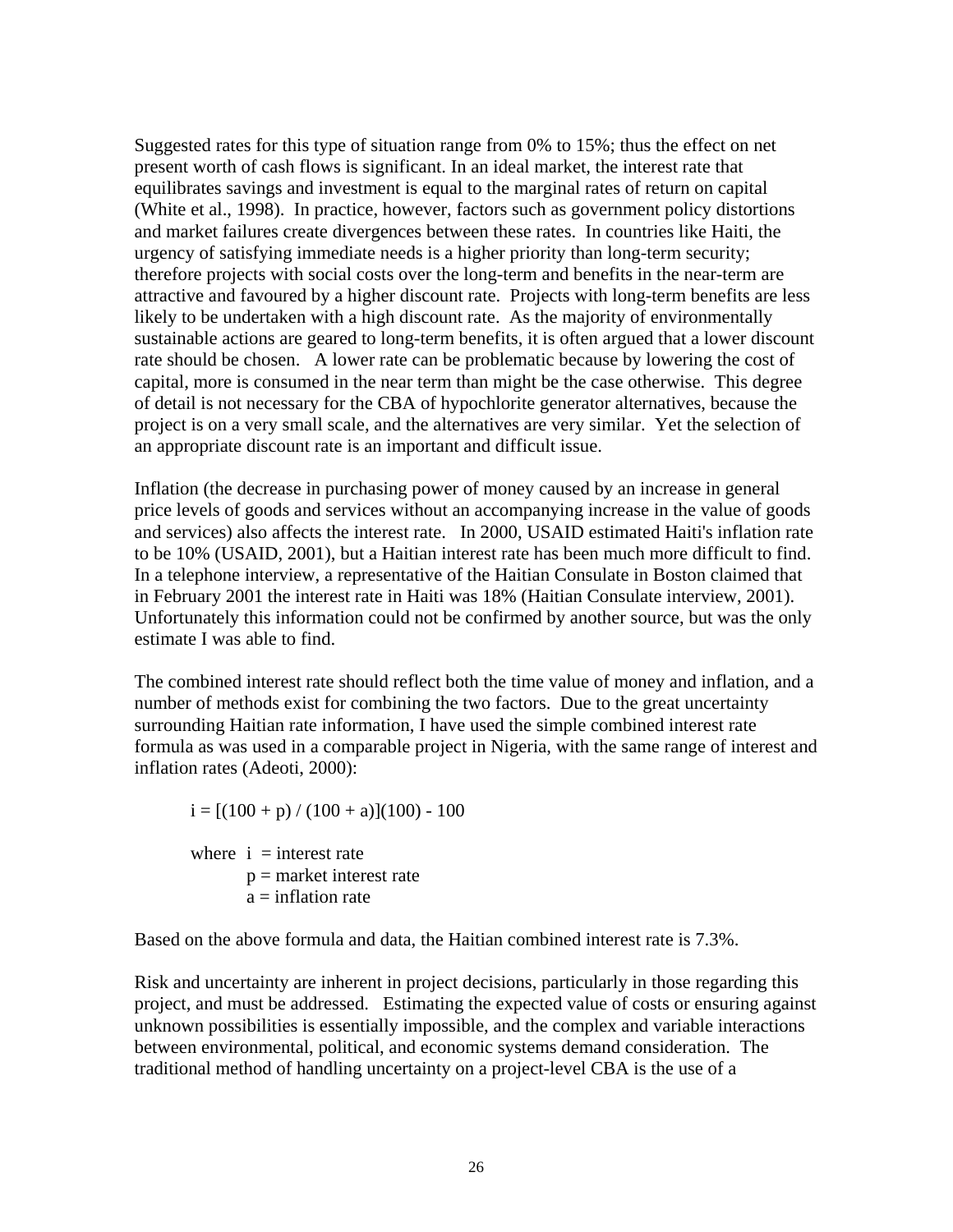Suggested rates for this type of situation range from 0% to 15%; thus the effect on net present worth of cash flows is significant. In an ideal market, the interest rate that equilibrates savings and investment is equal to the marginal rates of return on capital (White et al., 1998). In practice, however, factors such as government policy distortions and market failures create divergences between these rates. In countries like Haiti, the urgency of satisfying immediate needs is a higher priority than long-term security; therefore projects with social costs over the long-term and benefits in the near-term are attractive and favoured by a higher discount rate. Projects with long-term benefits are less likely to be undertaken with a high discount rate. As the majority of environmentally sustainable actions are geared to long-term benefits, it is often argued that a lower discount rate should be chosen. A lower rate can be problematic because by lowering the cost of capital, more is consumed in the near term than might be the case otherwise. This degree of detail is not necessary for the CBA of hypochlorite generator alternatives, because the project is on a very small scale, and the alternatives are very similar. Yet the selection of an appropriate discount rate is an important and difficult issue.

Inflation (the decrease in purchasing power of money caused by an increase in general price levels of goods and services without an accompanying increase in the value of goods and services) also affects the interest rate. In 2000, USAID estimated Haiti's inflation rate to be 10% (USAID, 2001), but a Haitian interest rate has been much more difficult to find. In a telephone interview, a representative of the Haitian Consulate in Boston claimed that in February 2001 the interest rate in Haiti was 18% (Haitian Consulate interview, 2001). Unfortunately this information could not be confirmed by another source, but was the only estimate I was able to find.

The combined interest rate should reflect both the time value of money and inflation, and a number of methods exist for combining the two factors. Due to the great uncertainty surrounding Haitian rate information, I have used the simple combined interest rate formula as was used in a comparable project in Nigeria, with the same range of interest and inflation rates (Adeoti, 2000):

$$i = [(100 + p) / (100 + a)](100) - 100$$

where $i$ = interest rate
$p$ = market interest rate
$a$ = inflation rate

Based on the above formula and data, the Haitian combined interest rate is 7.3%.

Risk and uncertainty are inherent in project decisions, particularly in those regarding this project, and must be addressed. Estimating the expected value of costs or ensuring against unknown possibilities is essentially impossible, and the complex and variable interactions between environmental, political, and economic systems demand consideration. The traditional method of handling uncertainty on a project-level CBA is the use of a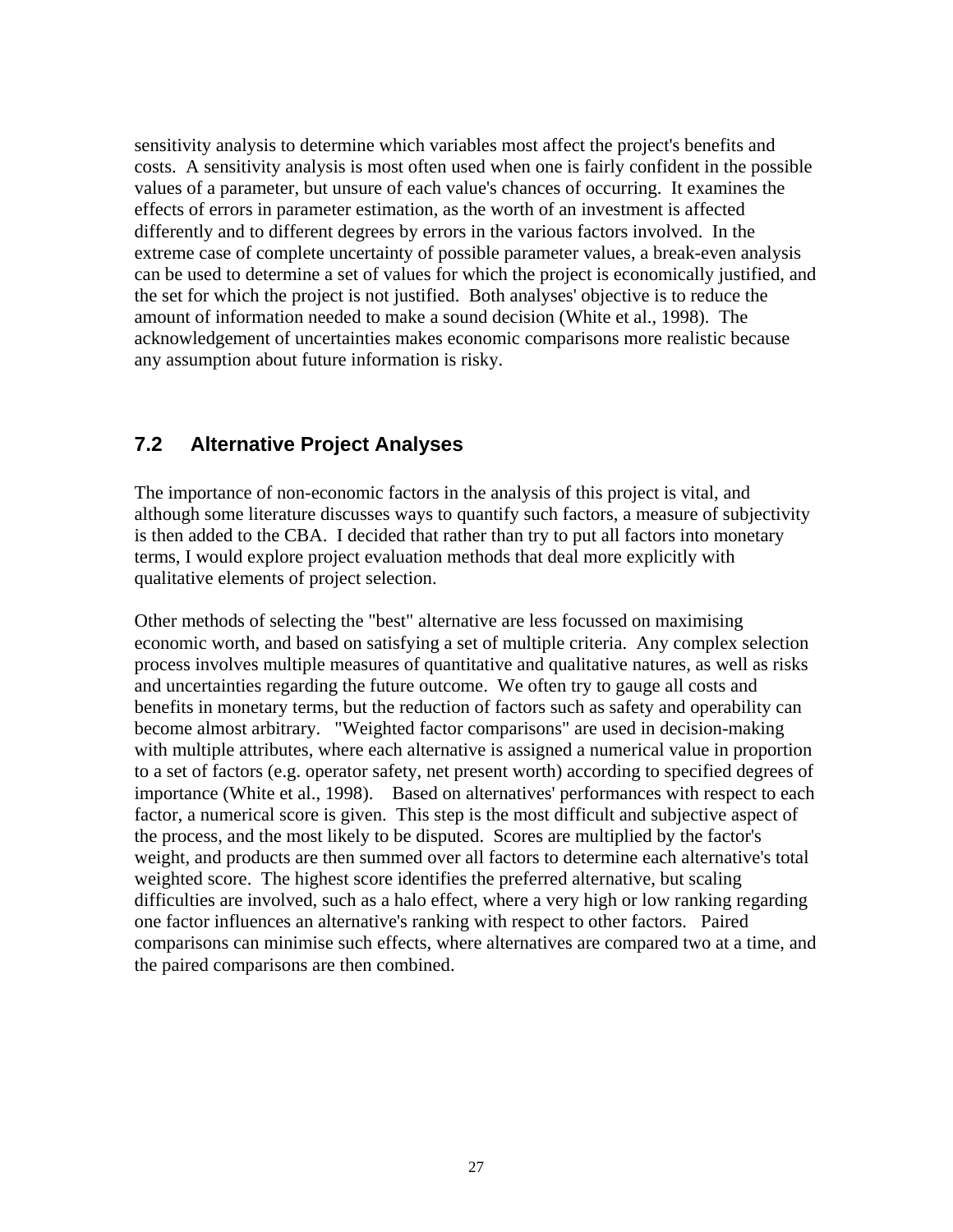sensitivity analysis to determine which variables most affect the project's benefits and costs. A sensitivity analysis is most often used when one is fairly confident in the possible values of a parameter, but unsure of each value's chances of occurring. It examines the effects of errors in parameter estimation, as the worth of an investment is affected differently and to different degrees by errors in the various factors involved. In the extreme case of complete uncertainty of possible parameter values, a break-even analysis can be used to determine a set of values for which the project is economically justified, and the set for which the project is not justified. Both analyses' objective is to reduce the amount of information needed to make a sound decision (White et al., 1998). The acknowledgement of uncertainties makes economic comparisons more realistic because any assumption about future information is risky.

## 7.2 Alternative Project Analyses

The importance of non-economic factors in the analysis of this project is vital, and although some literature discusses ways to quantify such factors, a measure of subjectivity is then added to the CBA. I decided that rather than try to put all factors into monetary terms, I would explore project evaluation methods that deal more explicitly with qualitative elements of project selection.

Other methods of selecting the "best" alternative are less focussed on maximising economic worth, and based on satisfying a set of multiple criteria. Any complex selection process involves multiple measures of quantitative and qualitative natures, as well as risks and uncertainties regarding the future outcome. We often try to gauge all costs and benefits in monetary terms, but the reduction of factors such as safety and operability can become almost arbitrary. "Weighted factor comparisons" are used in decision-making with multiple attributes, where each alternative is assigned a numerical value in proportion to a set of factors (e.g. operator safety, net present worth) according to specified degrees of importance (White et al., 1998). Based on alternatives' performances with respect to each factor, a numerical score is given. This step is the most difficult and subjective aspect of the process, and the most likely to be disputed. Scores are multiplied by the factor's weight, and products are then summed over all factors to determine each alternative's total weighted score. The highest score identifies the preferred alternative, but scaling difficulties are involved, such as a halo effect, where a very high or low ranking regarding one factor influences an alternative's ranking with respect to other factors. Paired comparisons can minimise such effects, where alternatives are compared two at a time, and the paired comparisons are then combined.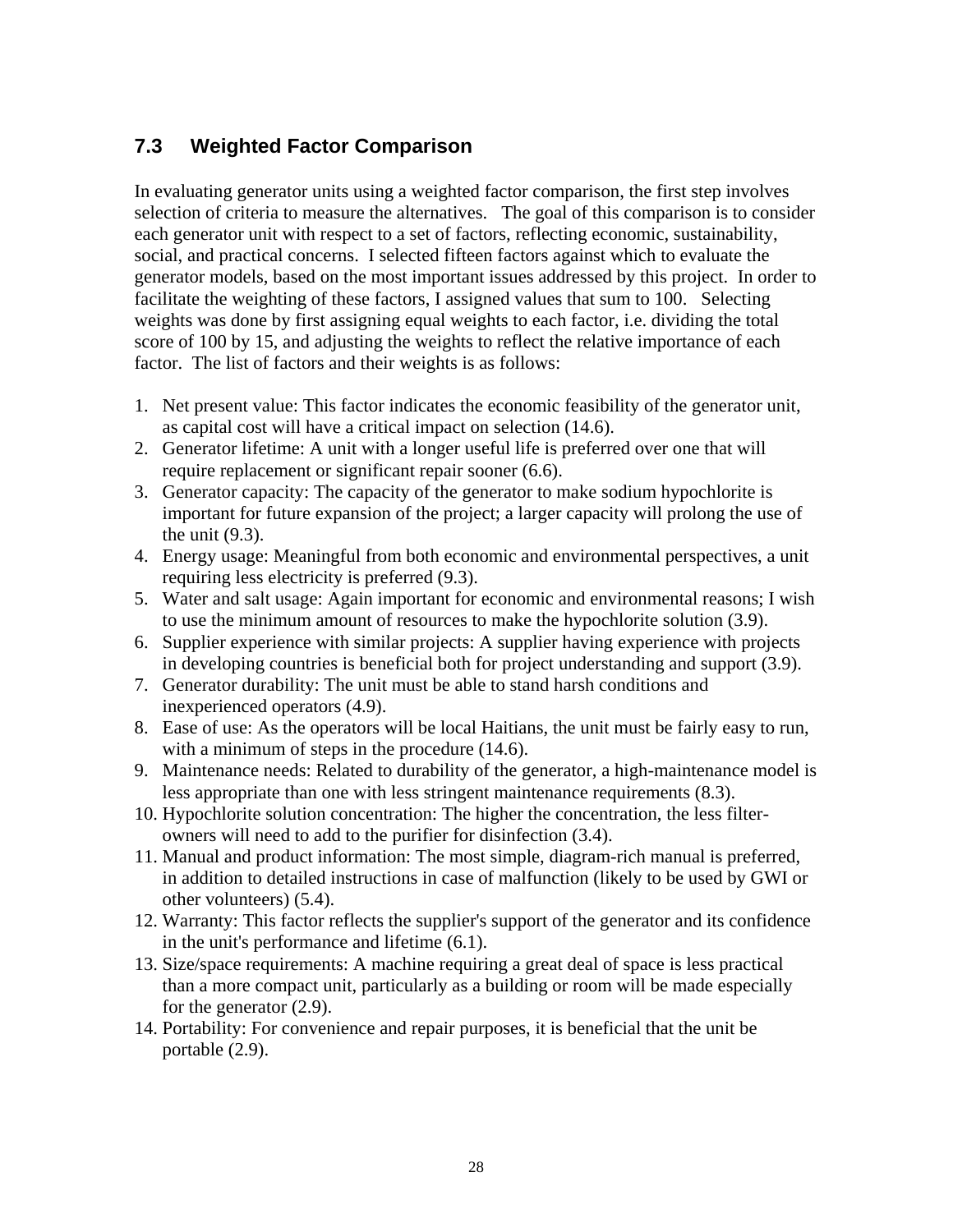## 7.3 Weighted Factor Comparison

In evaluating generator units using a weighted factor comparison, the first step involves selection of criteria to measure the alternatives. The goal of this comparison is to consider each generator unit with respect to a set of factors, reflecting economic, sustainability, social, and practical concerns. I selected fifteen factors against which to evaluate the generator models, based on the most important issues addressed by this project. In order to facilitate the weighting of these factors, I assigned values that sum to 100. Selecting weights was done by first assigning equal weights to each factor, i.e. dividing the total score of 100 by 15, and adjusting the weights to reflect the relative importance of each factor. The list of factors and their weights is as follows:

1. Net present value: This factor indicates the economic feasibility of the generator unit, as capital cost will have a critical impact on selection (14.6).
2. Generator lifetime: A unit with a longer useful life is preferred over one that will require replacement or significant repair sooner (6.6).
3. Generator capacity: The capacity of the generator to make sodium hypochlorite is important for future expansion of the project; a larger capacity will prolong the use of the unit (9.3).
4. Energy usage: Meaningful from both economic and environmental perspectives, a unit requiring less electricity is preferred (9.3).
5. Water and salt usage: Again important for economic and environmental reasons; I wish to use the minimum amount of resources to make the hypochlorite solution (3.9).
6. Supplier experience with similar projects: A supplier having experience with projects in developing countries is beneficial both for project understanding and support (3.9).
7. Generator durability: The unit must be able to stand harsh conditions and inexperienced operators (4.9).
8. Ease of use: As the operators will be local Haitians, the unit must be fairly easy to run, with a minimum of steps in the procedure (14.6).
9. Maintenance needs: Related to durability of the generator, a high-maintenance model is less appropriate than one with less stringent maintenance requirements (8.3).
10. Hypochlorite solution concentration: The higher the concentration, the less filter-owners will need to add to the purifier for disinfection (3.4).
11. Manual and product information: The most simple, diagram-rich manual is preferred, in addition to detailed instructions in case of malfunction (likely to be used by GWI or other volunteers) (5.4).
12. Warranty: This factor reflects the supplier's support of the generator and its confidence in the unit's performance and lifetime (6.1).
13. Size/space requirements: A machine requiring a great deal of space is less practical than a more compact unit, particularly as a building or room will be made especially for the generator (2.9).
14. Portability: For convenience and repair purposes, it is beneficial that the unit be portable (2.9).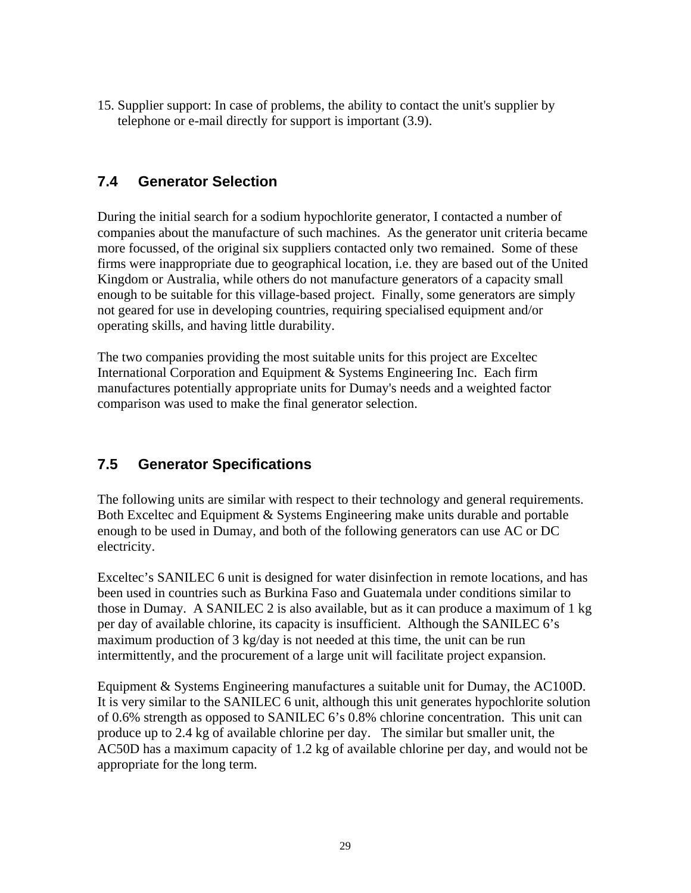15. Supplier support: In case of problems, the ability to contact the unit's supplier by telephone or e-mail directly for support is important (3.9).

## 7.4 Generator Selection

During the initial search for a sodium hypochlorite generator, I contacted a number of companies about the manufacture of such machines. As the generator unit criteria became more focussed, of the original six suppliers contacted only two remained. Some of these firms were inappropriate due to geographical location, i.e. they are based out of the United Kingdom or Australia, while others do not manufacture generators of a capacity small enough to be suitable for this village-based project. Finally, some generators are simply not geared for use in developing countries, requiring specialised equipment and/or operating skills, and having little durability.

The two companies providing the most suitable units for this project are Exceltec International Corporation and Equipment & Systems Engineering Inc. Each firm manufactures potentially appropriate units for Dumay's needs and a weighted factor comparison was used to make the final generator selection.

## 7.5 Generator Specifications

The following units are similar with respect to their technology and general requirements. Both Exceltec and Equipment & Systems Engineering make units durable and portable enough to be used in Dumay, and both of the following generators can use AC or DC electricity.

Exceltec's SANILEC 6 unit is designed for water disinfection in remote locations, and has been used in countries such as Burkina Faso and Guatemala under conditions similar to those in Dumay. A SANILEC 2 is also available, but as it can produce a maximum of 1 kg per day of available chlorine, its capacity is insufficient. Although the SANILEC 6's maximum production of 3 kg/day is not needed at this time, the unit can be run intermittently, and the procurement of a large unit will facilitate project expansion.

Equipment & Systems Engineering manufactures a suitable unit for Dumay, the AC100D. It is very similar to the SANILEC 6 unit, although this unit generates hypochlorite solution of 0.6% strength as opposed to SANILEC 6's 0.8% chlorine concentration. This unit can produce up to 2.4 kg of available chlorine per day. The similar but smaller unit, the AC50D has a maximum capacity of 1.2 kg of available chlorine per day, and would not be appropriate for the long term.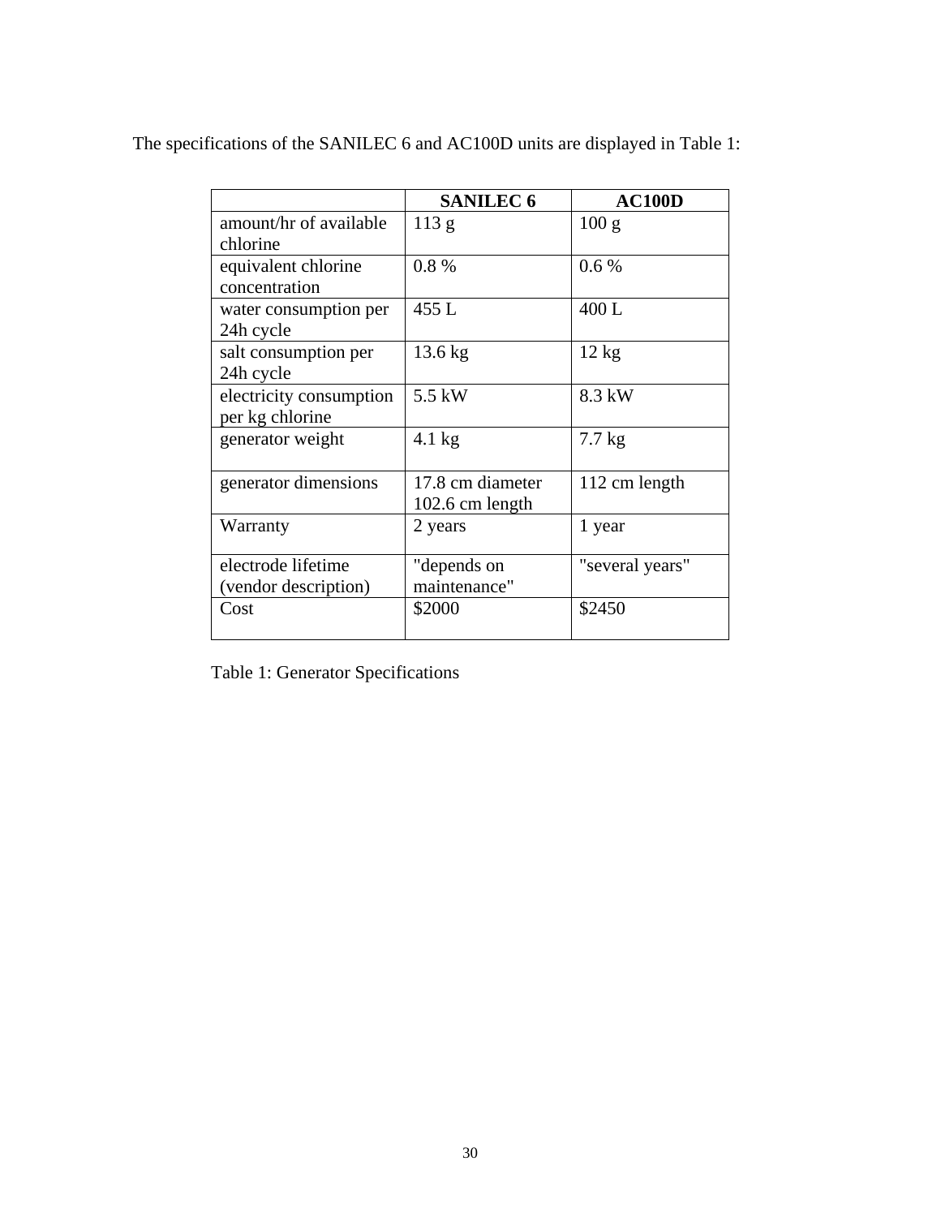The specifications of the SANILEC 6 and AC100D units are displayed in Table 1:

| | SANILEC 6 | AC100D |
|---|---|---|
| amount/hr of available chlorine | 113 g | 100 g |
| equivalent chlorine concentration | 0.8 % | 0.6 % |
| water consumption per 24h cycle | 455 L | 400 L |
| salt consumption per 24h cycle | 13.6 kg | 12 kg |
| electricity consumption per kg chlorine | 5.5 kW | 8.3 kW |
| generator weight | 4.1 kg | 7.7 kg |
| generator dimensions | 17.8 cm diameter 102.6 cm length | 112 cm length |
| Warranty | 2 years | 1 year |
| electrode lifetime (vendor description) | "depends on maintenance" | "several years" |
| Cost | $2000 | $2450 |

Table 1: Generator Specifications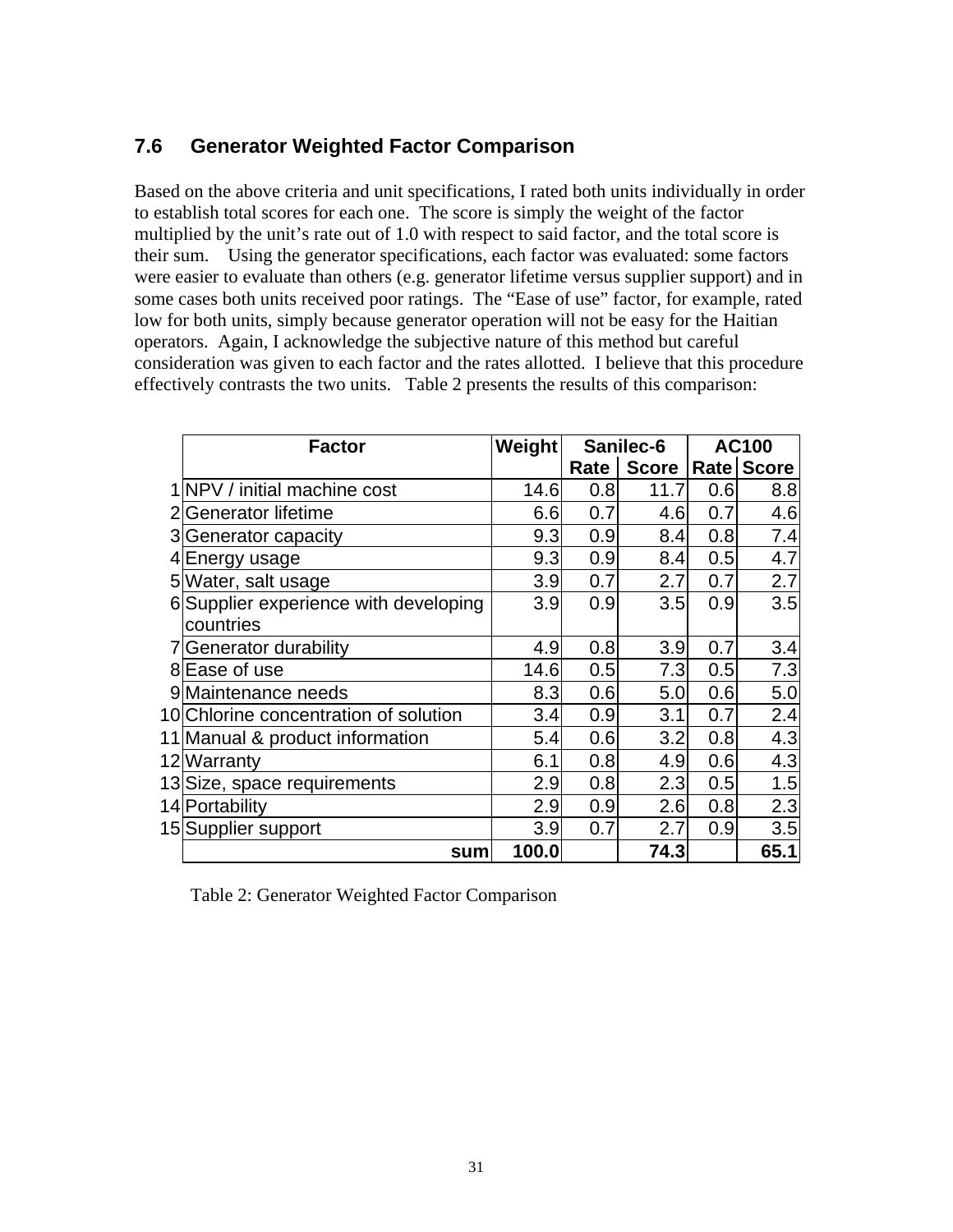### 7.6 Generator Weighted Factor Comparison

Based on the above criteria and unit specifications, I rated both units individually in order to establish total scores for each one. The score is simply the weight of the factor multiplied by the unit's rate out of 1.0 with respect to said factor, and the total score is their sum. Using the generator specifications, each factor was evaluated: some factors were easier to evaluate than others (e.g. generator lifetime versus supplier support) and in some cases both units received poor ratings. The "Ease of use" factor, for example, rated low for both units, simply because generator operation will not be easy for the Haitian operators. Again, I acknowledge the subjective nature of this method but careful consideration was given to each factor and the rates allotted. I believe that this procedure effectively contrasts the two units. Table 2 presents the results of this comparison:

| | Factor | Weight | Sanilec-6 | | AC100 | |
|---|---|---|---|---|---|---|
| | | | Rate | Score | Rate | Score |
| 1 | NPV / initial machine cost | 14.6 | 0.8 | 11.7 | 0.6 | 8.8 |
| 2 | Generator lifetime | 6.6 | 0.7 | 4.6 | 0.7 | 4.6 |
| 3 | Generator capacity | 9.3 | 0.9 | 8.4 | 0.8 | 7.4 |
| 4 | Energy usage | 9.3 | 0.9 | 8.4 | 0.5 | 4.7 |
| 5 | Water, salt usage | 3.9 | 0.7 | 2.7 | 0.7 | 2.7 |
| 6 | Supplier experience with developing countries | 3.9 | 0.9 | 3.5 | 0.9 | 3.5 |
| 7 | Generator durability | 4.9 | 0.8 | 3.9 | 0.7 | 3.4 |
| 8 | Ease of use | 14.6 | 0.5 | 7.3 | 0.5 | 7.3 |
| 9 | Maintenance needs | 8.3 | 0.6 | 5.0 | 0.6 | 5.0 |
| 10 | Chlorine concentration of solution | 3.4 | 0.9 | 3.1 | 0.7 | 2.4 |
| 11 | Manual & product information | 5.4 | 0.6 | 3.2 | 0.8 | 4.3 |
| 12 | Warranty | 6.1 | 0.8 | 4.9 | 0.6 | 4.3 |
| 13 | Size, space requirements | 2.9 | 0.8 | 2.3 | 0.5 | 1.5 |
| 14 | Portability | 2.9 | 0.9 | 2.6 | 0.8 | 2.3 |
| 15 | Supplier support | 3.9 | 0.7 | 2.7 | 0.9 | 3.5 |
| | **sum** | **100.0** | | **74.3** | | **65.1** |

Table 2: Generator Weighted Factor Comparison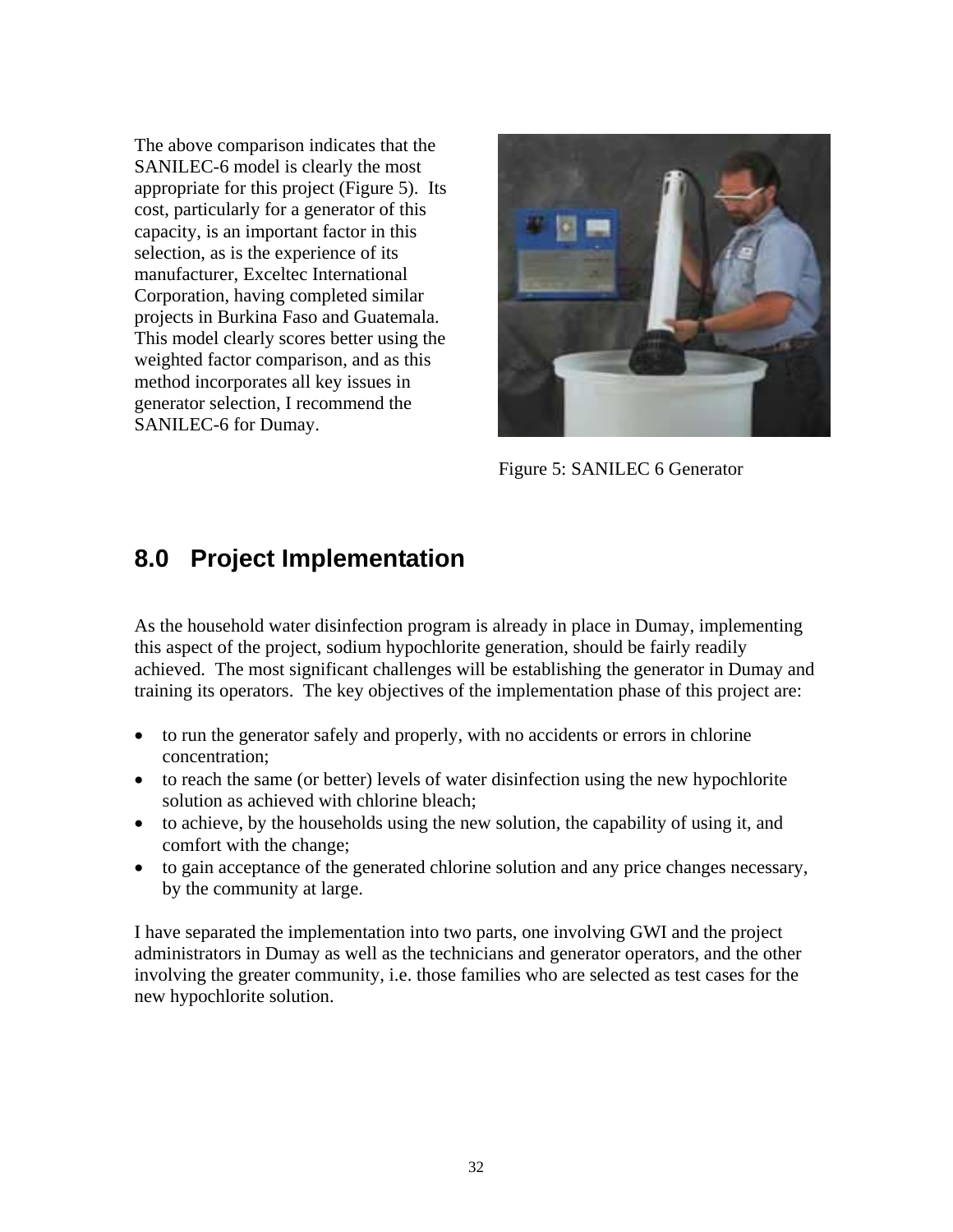The above comparison indicates that the SANILEC-6 model is clearly the most appropriate for this project (Figure 5). Its cost, particularly for a generator of this capacity, is an important factor in this selection, as is the experience of its manufacturer, Exceltec International Corporation, having completed similar projects in Burkina Faso and Guatemala. This model clearly scores better using the weighted factor comparison, and as this method incorporates all key issues in generator selection, I recommend the SANILEC-6 for Dumay.

Figure 5: SANILEC 6 Generator

## 8.0 Project Implementation

As the household water disinfection program is already in place in Dumay, implementing this aspect of the project, sodium hypochlorite generation, should be fairly readily achieved. The most significant challenges will be establishing the generator in Dumay and training its operators. The key objectives of the implementation phase of this project are:

- to run the generator safely and properly, with no accidents or errors in chlorine concentration;
- to reach the same (or better) levels of water disinfection using the new hypochlorite solution as achieved with chlorine bleach;
- to achieve, by the households using the new solution, the capability of using it, and comfort with the change;
- to gain acceptance of the generated chlorine solution and any price changes necessary, by the community at large.

I have separated the implementation into two parts, one involving GWI and the project administrators in Dumay as well as the technicians and generator operators, and the other involving the greater community, i.e. those families who are selected as test cases for the new hypochlorite solution.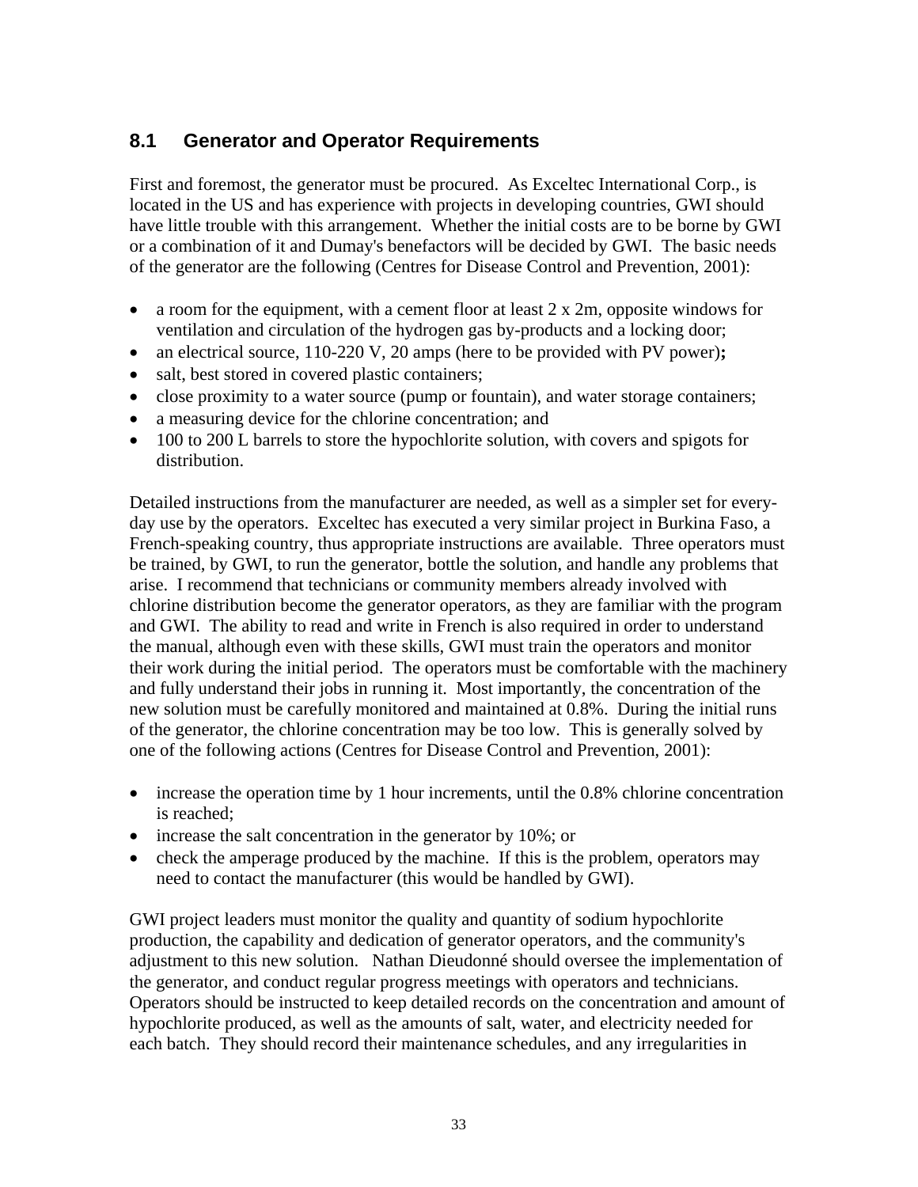## 8.1 Generator and Operator Requirements

First and foremost, the generator must be procured. As Exceltec International Corp., is located in the US and has experience with projects in developing countries, GWI should have little trouble with this arrangement. Whether the initial costs are to be borne by GWI or a combination of it and Dumay's benefactors will be decided by GWI. The basic needs of the generator are the following (Centres for Disease Control and Prevention, 2001):

- a room for the equipment, with a cement floor at least 2 x 2m, opposite windows for ventilation and circulation of the hydrogen gas by-products and a locking door;
- an electrical source, 110-220 V, 20 amps (here to be provided with PV power)**;**
- salt, best stored in covered plastic containers;
- close proximity to a water source (pump or fountain), and water storage containers;
- a measuring device for the chlorine concentration; and
- 100 to 200 L barrels to store the hypochlorite solution, with covers and spigots for distribution.

Detailed instructions from the manufacturer are needed, as well as a simpler set for every-day use by the operators. Exceltec has executed a very similar project in Burkina Faso, a French-speaking country, thus appropriate instructions are available. Three operators must be trained, by GWI, to run the generator, bottle the solution, and handle any problems that arise. I recommend that technicians or community members already involved with chlorine distribution become the generator operators, as they are familiar with the program and GWI. The ability to read and write in French is also required in order to understand the manual, although even with these skills, GWI must train the operators and monitor their work during the initial period. The operators must be comfortable with the machinery and fully understand their jobs in running it. Most importantly, the concentration of the new solution must be carefully monitored and maintained at 0.8%. During the initial runs of the generator, the chlorine concentration may be too low. This is generally solved by one of the following actions (Centres for Disease Control and Prevention, 2001):

- increase the operation time by 1 hour increments, until the 0.8% chlorine concentration is reached;
- increase the salt concentration in the generator by 10%; or
- check the amperage produced by the machine. If this is the problem, operators may need to contact the manufacturer (this would be handled by GWI).

GWI project leaders must monitor the quality and quantity of sodium hypochlorite production, the capability and dedication of generator operators, and the community's adjustment to this new solution. Nathan Dieudonné should oversee the implementation of the generator, and conduct regular progress meetings with operators and technicians. Operators should be instructed to keep detailed records on the concentration and amount of hypochlorite produced, as well as the amounts of salt, water, and electricity needed for each batch. They should record their maintenance schedules, and any irregularities in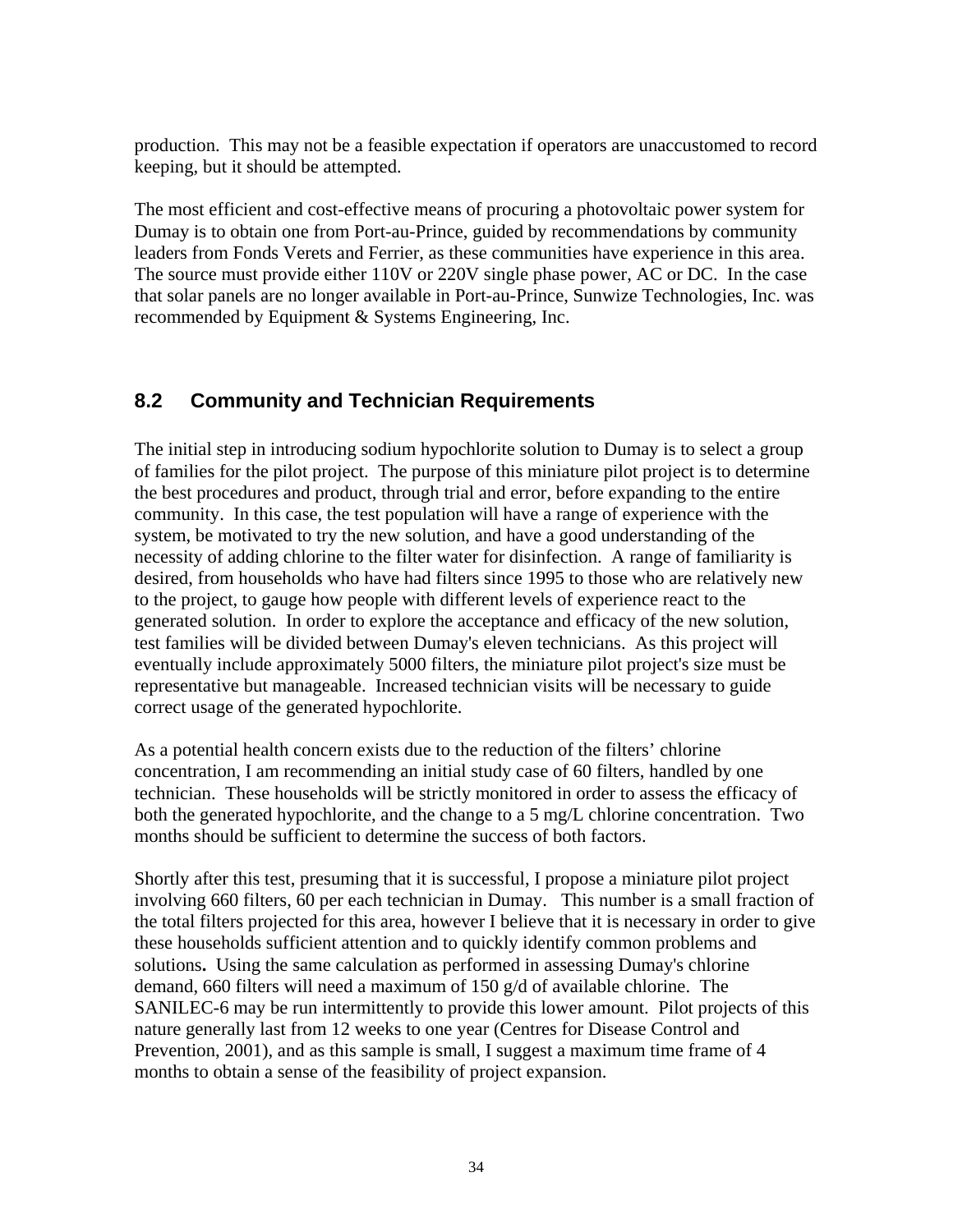production. This may not be a feasible expectation if operators are unaccustomed to record keeping, but it should be attempted.

The most efficient and cost-effective means of procuring a photovoltaic power system for Dumay is to obtain one from Port-au-Prince, guided by recommendations by community leaders from Fonds Verets and Ferrier, as these communities have experience in this area. The source must provide either 110V or 220V single phase power, AC or DC. In the case that solar panels are no longer available in Port-au-Prince, Sunwize Technologies, Inc. was recommended by Equipment & Systems Engineering, Inc.

## 8.2 Community and Technician Requirements

The initial step in introducing sodium hypochlorite solution to Dumay is to select a group of families for the pilot project. The purpose of this miniature pilot project is to determine the best procedures and product, through trial and error, before expanding to the entire community. In this case, the test population will have a range of experience with the system, be motivated to try the new solution, and have a good understanding of the necessity of adding chlorine to the filter water for disinfection. A range of familiarity is desired, from households who have had filters since 1995 to those who are relatively new to the project, to gauge how people with different levels of experience react to the generated solution. In order to explore the acceptance and efficacy of the new solution, test families will be divided between Dumay's eleven technicians. As this project will eventually include approximately 5000 filters, the miniature pilot project's size must be representative but manageable. Increased technician visits will be necessary to guide correct usage of the generated hypochlorite.

As a potential health concern exists due to the reduction of the filters' chlorine concentration, I am recommending an initial study case of 60 filters, handled by one technician. These households will be strictly monitored in order to assess the efficacy of both the generated hypochlorite, and the change to a 5 mg/L chlorine concentration. Two months should be sufficient to determine the success of both factors.

Shortly after this test, presuming that it is successful, I propose a miniature pilot project involving 660 filters, 60 per each technician in Dumay. This number is a small fraction of the total filters projected for this area, however I believe that it is necessary in order to give these households sufficient attention and to quickly identify common problems and solutions**.** Using the same calculation as performed in assessing Dumay's chlorine demand, 660 filters will need a maximum of 150 g/d of available chlorine. The SANILEC-6 may be run intermittently to provide this lower amount. Pilot projects of this nature generally last from 12 weeks to one year (Centres for Disease Control and Prevention, 2001), and as this sample is small, I suggest a maximum time frame of 4 months to obtain a sense of the feasibility of project expansion.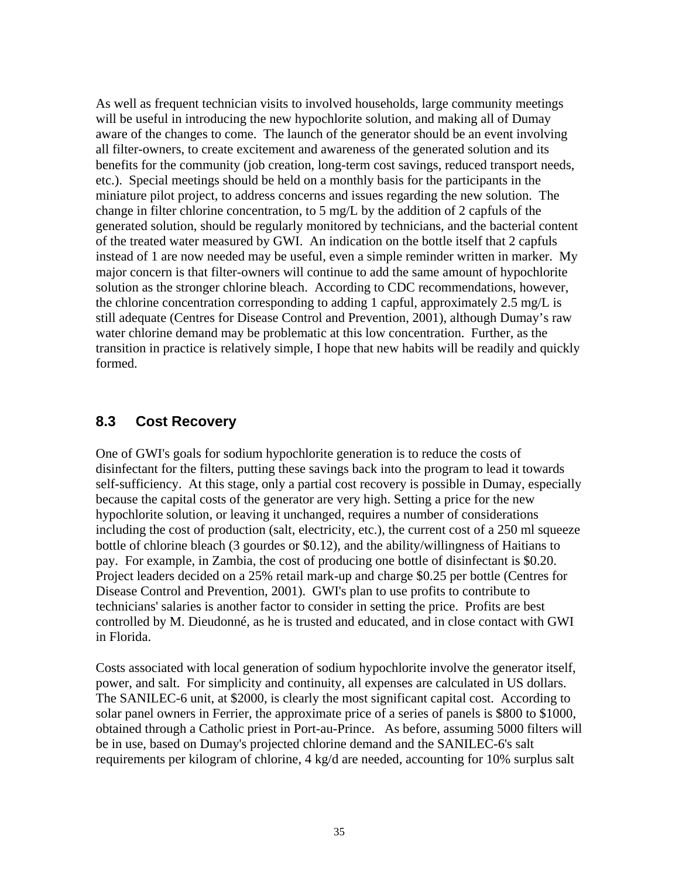As well as frequent technician visits to involved households, large community meetings will be useful in introducing the new hypochlorite solution, and making all of Dumay aware of the changes to come. The launch of the generator should be an event involving all filter-owners, to create excitement and awareness of the generated solution and its benefits for the community (job creation, long-term cost savings, reduced transport needs, etc.). Special meetings should be held on a monthly basis for the participants in the miniature pilot project, to address concerns and issues regarding the new solution. The change in filter chlorine concentration, to 5 mg/L by the addition of 2 capfuls of the generated solution, should be regularly monitored by technicians, and the bacterial content of the treated water measured by GWI. An indication on the bottle itself that 2 capfuls instead of 1 are now needed may be useful, even a simple reminder written in marker. My major concern is that filter-owners will continue to add the same amount of hypochlorite solution as the stronger chlorine bleach. According to CDC recommendations, however, the chlorine concentration corresponding to adding 1 capful, approximately 2.5 mg/L is still adequate (Centres for Disease Control and Prevention, 2001), although Dumay's raw water chlorine demand may be problematic at this low concentration. Further, as the transition in practice is relatively simple, I hope that new habits will be readily and quickly formed.

## 8.3 Cost Recovery

One of GWI's goals for sodium hypochlorite generation is to reduce the costs of disinfectant for the filters, putting these savings back into the program to lead it towards self-sufficiency. At this stage, only a partial cost recovery is possible in Dumay, especially because the capital costs of the generator are very high. Setting a price for the new hypochlorite solution, or leaving it unchanged, requires a number of considerations including the cost of production (salt, electricity, etc.), the current cost of a 250 ml squeeze bottle of chlorine bleach (3 gourdes or \$0.12), and the ability/willingness of Haitians to pay. For example, in Zambia, the cost of producing one bottle of disinfectant is \$0.20. Project leaders decided on a 25% retail mark-up and charge \$0.25 per bottle (Centres for Disease Control and Prevention, 2001). GWI's plan to use profits to contribute to technicians' salaries is another factor to consider in setting the price. Profits are best controlled by M. Dieudonné, as he is trusted and educated, and in close contact with GWI in Florida.

Costs associated with local generation of sodium hypochlorite involve the generator itself, power, and salt. For simplicity and continuity, all expenses are calculated in US dollars. The SANILEC-6 unit, at \$2000, is clearly the most significant capital cost. According to solar panel owners in Ferrier, the approximate price of a series of panels is \$800 to \$1000, obtained through a Catholic priest in Port-au-Prince. As before, assuming 5000 filters will be in use, based on Dumay's projected chlorine demand and the SANILEC-6's salt requirements per kilogram of chlorine, 4 kg/d are needed, accounting for 10% surplus salt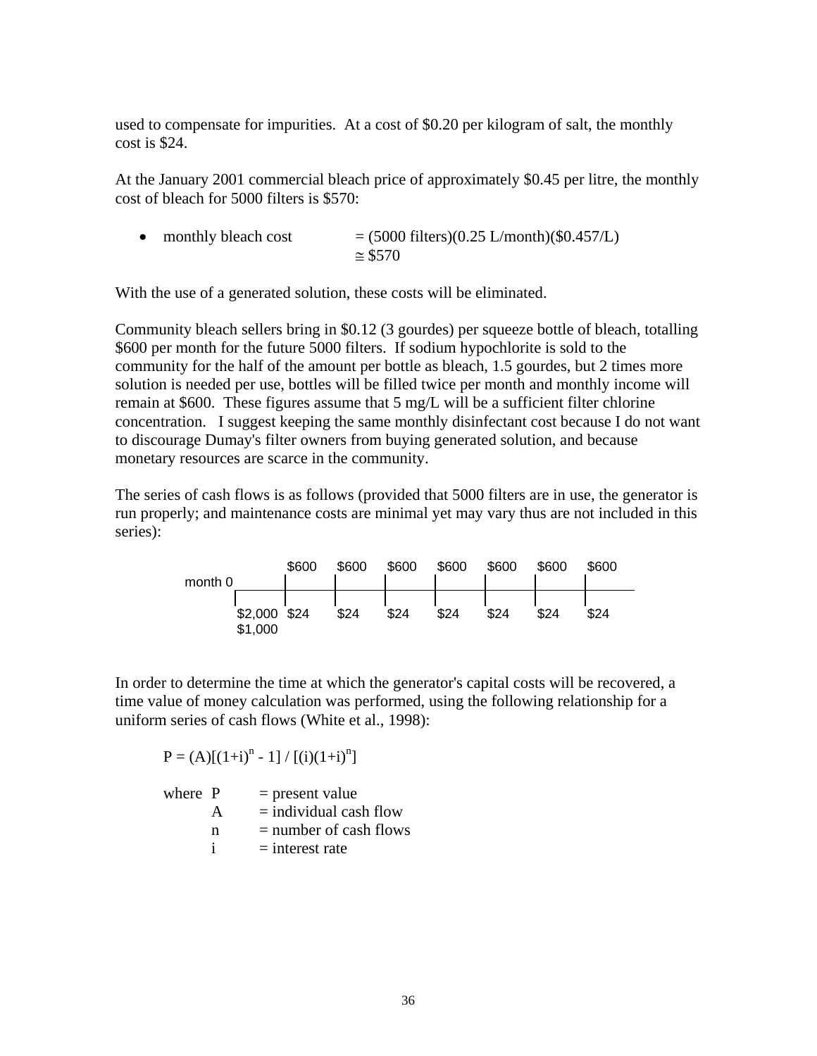used to compensate for impurities. At a cost of $0.20 per kilogram of salt, the monthly cost is $24.

At the January 2001 commercial bleach price of approximately $0.45 per litre, the monthly cost of bleach for 5000 filters is $570:

- monthly bleach cost = (5000 filters)(0.25 L/month)($0.457/L)
  ≅ $570

With the use of a generated solution, these costs will be eliminated.

Community bleach sellers bring in $0.12 (3 gourdes) per squeeze bottle of bleach, totalling $600 per month for the future 5000 filters. If sodium hypochlorite is sold to the community for the half of the amount per bottle as bleach, 1.5 gourdes, but 2 times more solution is needed per use, bottles will be filled twice per month and monthly income will remain at $600. These figures assume that 5 mg/L will be a sufficient filter chlorine concentration. I suggest keeping the same monthly disinfectant cost because I do not want to discourage Dumay's filter owners from buying generated solution, and because monetary resources are scarce in the community.

The series of cash flows is as follows (provided that 5000 filters are in use, the generator is run properly; and maintenance costs are minimal yet may vary thus are not included in this series):

| | month 0 | | | | | | | |
|---|---|---|---|---|---|---|---|---|
| Inflow | | $600 | $600 | $600 | $600 | $600 | $600 | $600 |
| Outflow | $2,000<br>$1,000 | $24 | $24 | $24 | $24 | $24 | $24 | $24 |

In order to determine the time at which the generator's capital costs will be recovered, a time value of money calculation was performed, using the following relationship for a uniform series of cash flows (White et al., 1998):

$$P = (A)[(1+i)^n - 1] / [(i)(1+i)^n]$$

where $P$ = present value
$A$ = individual cash flow
$n$ = number of cash flows
$i$ = interest rate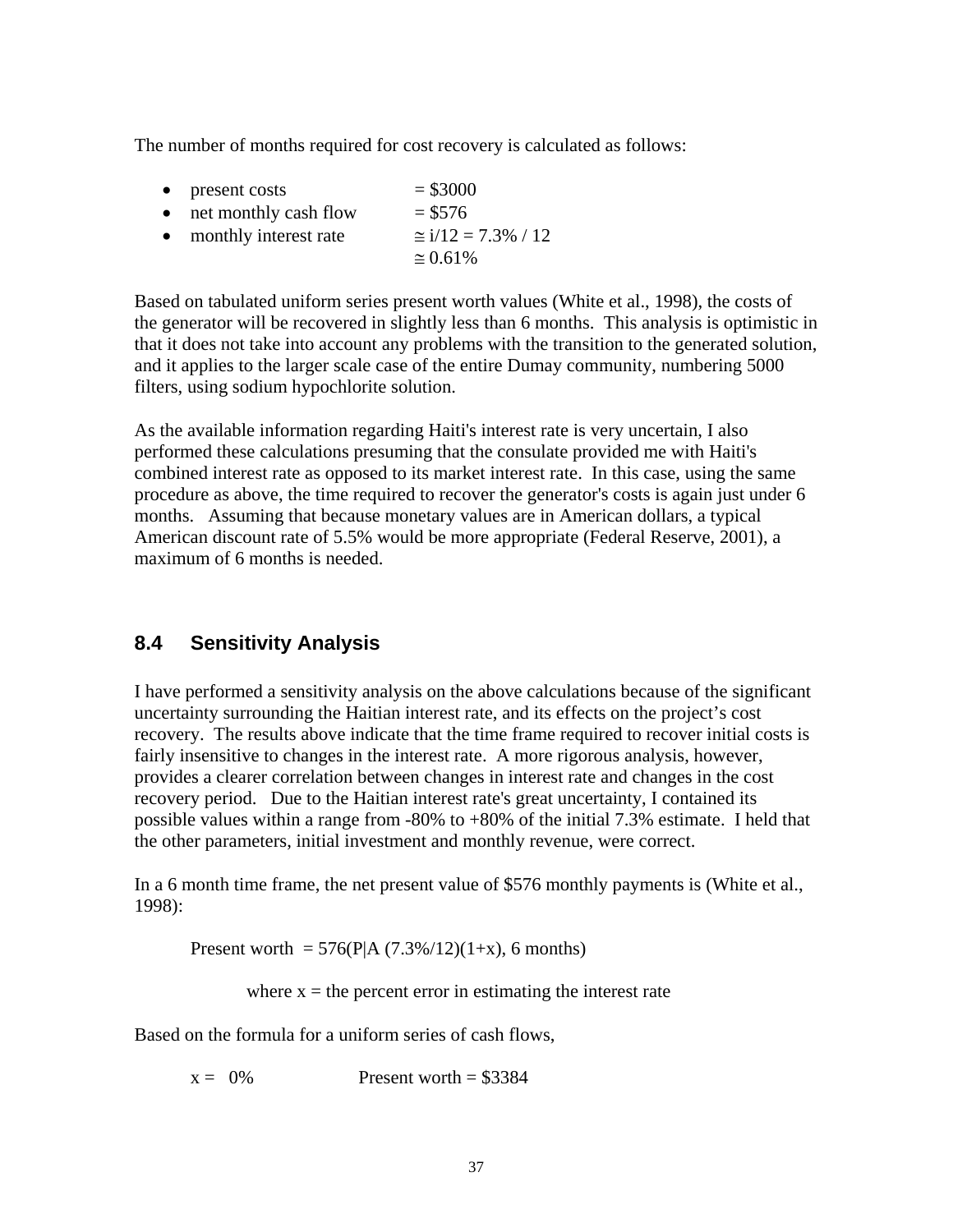The number of months required for cost recovery is calculated as follows:

- present costs = \$3000
- net monthly cash flow = \$576
- monthly interest rate $\cong i/12 = 7.3\% / 12$
  $\cong 0.61\%$

Based on tabulated uniform series present worth values (White et al., 1998), the costs of the generator will be recovered in slightly less than 6 months. This analysis is optimistic in that it does not take into account any problems with the transition to the generated solution, and it applies to the larger scale case of the entire Dumay community, numbering 5000 filters, using sodium hypochlorite solution.

As the available information regarding Haiti's interest rate is very uncertain, I also performed these calculations presuming that the consulate provided me with Haiti's combined interest rate as opposed to its market interest rate. In this case, using the same procedure as above, the time required to recover the generator's costs is again just under 6 months. Assuming that because monetary values are in American dollars, a typical American discount rate of 5.5% would be more appropriate (Federal Reserve, 2001), a maximum of 6 months is needed.

## 8.4 Sensitivity Analysis

I have performed a sensitivity analysis on the above calculations because of the significant uncertainty surrounding the Haitian interest rate, and its effects on the project's cost recovery. The results above indicate that the time frame required to recover initial costs is fairly insensitive to changes in the interest rate. A more rigorous analysis, however, provides a clearer correlation between changes in interest rate and changes in the cost recovery period. Due to the Haitian interest rate's great uncertainty, I contained its possible values within a range from -80% to +80% of the initial 7.3% estimate. I held that the other parameters, initial investment and monthly revenue, were correct.

In a 6 month time frame, the net present value of \$576 monthly payments is (White et al., 1998):

Present worth $= 576(P|A\ (7.3\%/12)(1+x),\ 6 \text{ months})$

where $x$ = the percent error in estimating the interest rate

Based on the formula for a uniform series of cash flows,

$x = 0\%$ Present worth = \$3384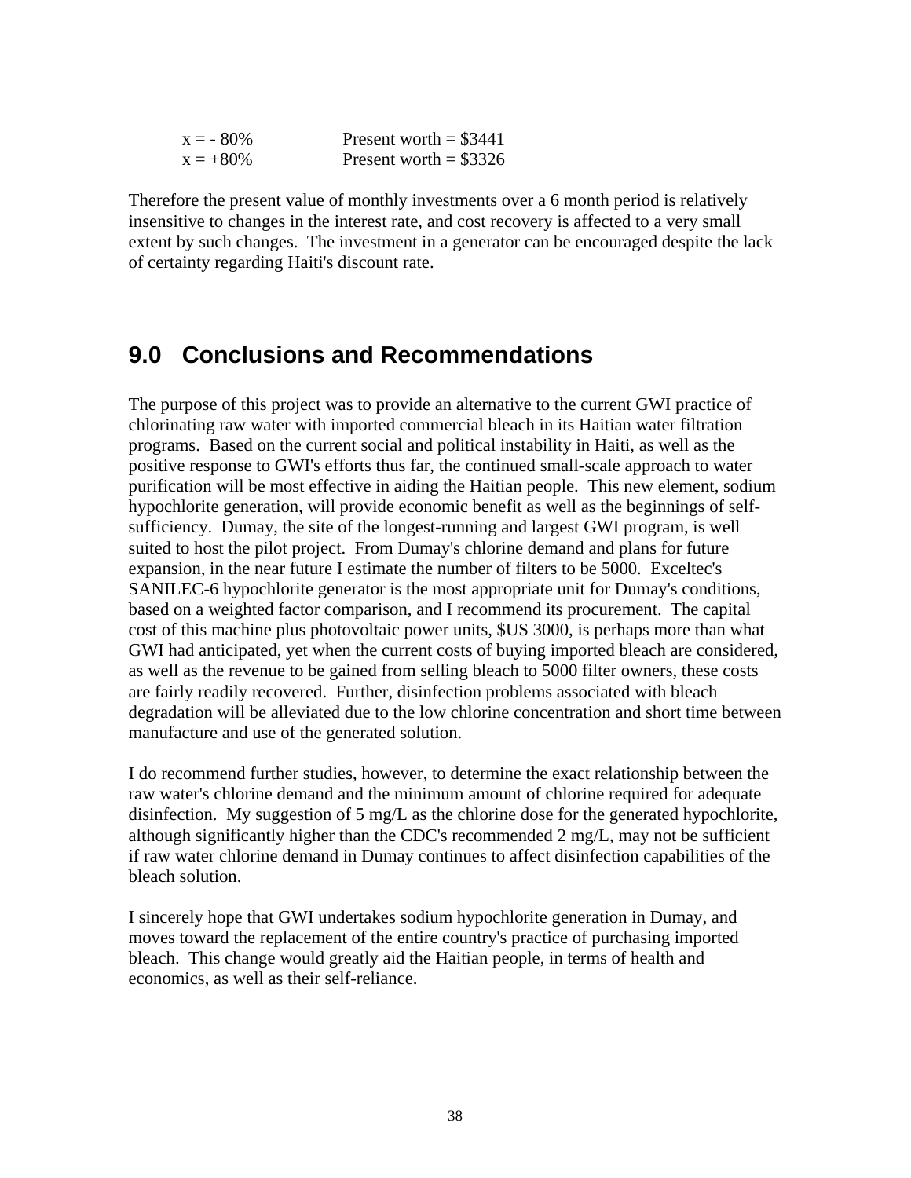$x = -80\%$ Present worth = $3441
$x = +80\%$ Present worth = $3326

Therefore the present value of monthly investments over a 6 month period is relatively insensitive to changes in the interest rate, and cost recovery is affected to a very small extent by such changes. The investment in a generator can be encouraged despite the lack of certainty regarding Haiti's discount rate.

## 9.0 Conclusions and Recommendations

The purpose of this project was to provide an alternative to the current GWI practice of chlorinating raw water with imported commercial bleach in its Haitian water filtration programs. Based on the current social and political instability in Haiti, as well as the positive response to GWI's efforts thus far, the continued small-scale approach to water purification will be most effective in aiding the Haitian people. This new element, sodium hypochlorite generation, will provide economic benefit as well as the beginnings of self-sufficiency. Dumay, the site of the longest-running and largest GWI program, is well suited to host the pilot project. From Dumay's chlorine demand and plans for future expansion, in the near future I estimate the number of filters to be 5000. Exceltec's SANILEC-6 hypochlorite generator is the most appropriate unit for Dumay's conditions, based on a weighted factor comparison, and I recommend its procurement. The capital cost of this machine plus photovoltaic power units, $US 3000, is perhaps more than what GWI had anticipated, yet when the current costs of buying imported bleach are considered, as well as the revenue to be gained from selling bleach to 5000 filter owners, these costs are fairly readily recovered. Further, disinfection problems associated with bleach degradation will be alleviated due to the low chlorine concentration and short time between manufacture and use of the generated solution.

I do recommend further studies, however, to determine the exact relationship between the raw water's chlorine demand and the minimum amount of chlorine required for adequate disinfection. My suggestion of 5 mg/L as the chlorine dose for the generated hypochlorite, although significantly higher than the CDC's recommended 2 mg/L, may not be sufficient if raw water chlorine demand in Dumay continues to affect disinfection capabilities of the bleach solution.

I sincerely hope that GWI undertakes sodium hypochlorite generation in Dumay, and moves toward the replacement of the entire country's practice of purchasing imported bleach. This change would greatly aid the Haitian people, in terms of health and economics, as well as their self-reliance.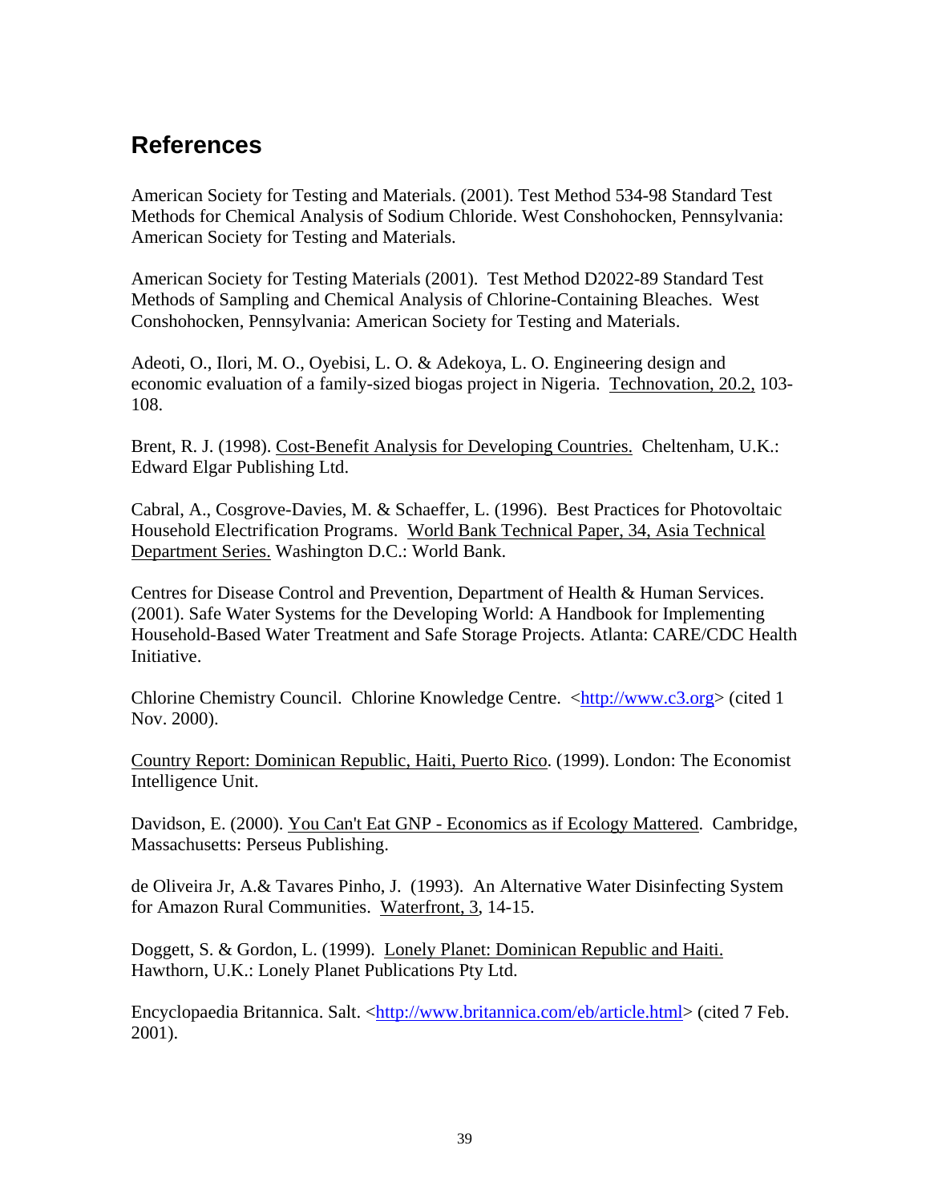## References

American Society for Testing and Materials. (2001). Test Method 534-98 Standard Test Methods for Chemical Analysis of Sodium Chloride. West Conshohocken, Pennsylvania: American Society for Testing and Materials.

American Society for Testing Materials (2001). Test Method D2022-89 Standard Test Methods of Sampling and Chemical Analysis of Chlorine-Containing Bleaches. West Conshohocken, Pennsylvania: American Society for Testing and Materials.

Adeoti, O., Ilori, M. O., Oyebisi, L. O. & Adekoya, L. O. Engineering design and economic evaluation of a family-sized biogas project in Nigeria. Technovation, 20.2, 103-108.

Brent, R. J. (1998). Cost-Benefit Analysis for Developing Countries. Cheltenham, U.K.: Edward Elgar Publishing Ltd.

Cabral, A., Cosgrove-Davies, M. & Schaeffer, L. (1996). Best Practices for Photovoltaic Household Electrification Programs. World Bank Technical Paper, 34, Asia Technical Department Series. Washington D.C.: World Bank.

Centres for Disease Control and Prevention, Department of Health & Human Services. (2001). Safe Water Systems for the Developing World: A Handbook for Implementing Household-Based Water Treatment and Safe Storage Projects. Atlanta: CARE/CDC Health Initiative.

Chlorine Chemistry Council. Chlorine Knowledge Centre. <http://www.c3.org> (cited 1 Nov. 2000).

Country Report: Dominican Republic, Haiti, Puerto Rico. (1999). London: The Economist Intelligence Unit.

Davidson, E. (2000). You Can't Eat GNP - Economics as if Ecology Mattered. Cambridge, Massachusetts: Perseus Publishing.

de Oliveira Jr, A.& Tavares Pinho, J. (1993). An Alternative Water Disinfecting System for Amazon Rural Communities. Waterfront, 3, 14-15.

Doggett, S. & Gordon, L. (1999). Lonely Planet: Dominican Republic and Haiti. Hawthorn, U.K.: Lonely Planet Publications Pty Ltd.

Encyclopaedia Britannica. Salt. <http://www.britannica.com/eb/article.html> (cited 7 Feb. 2001).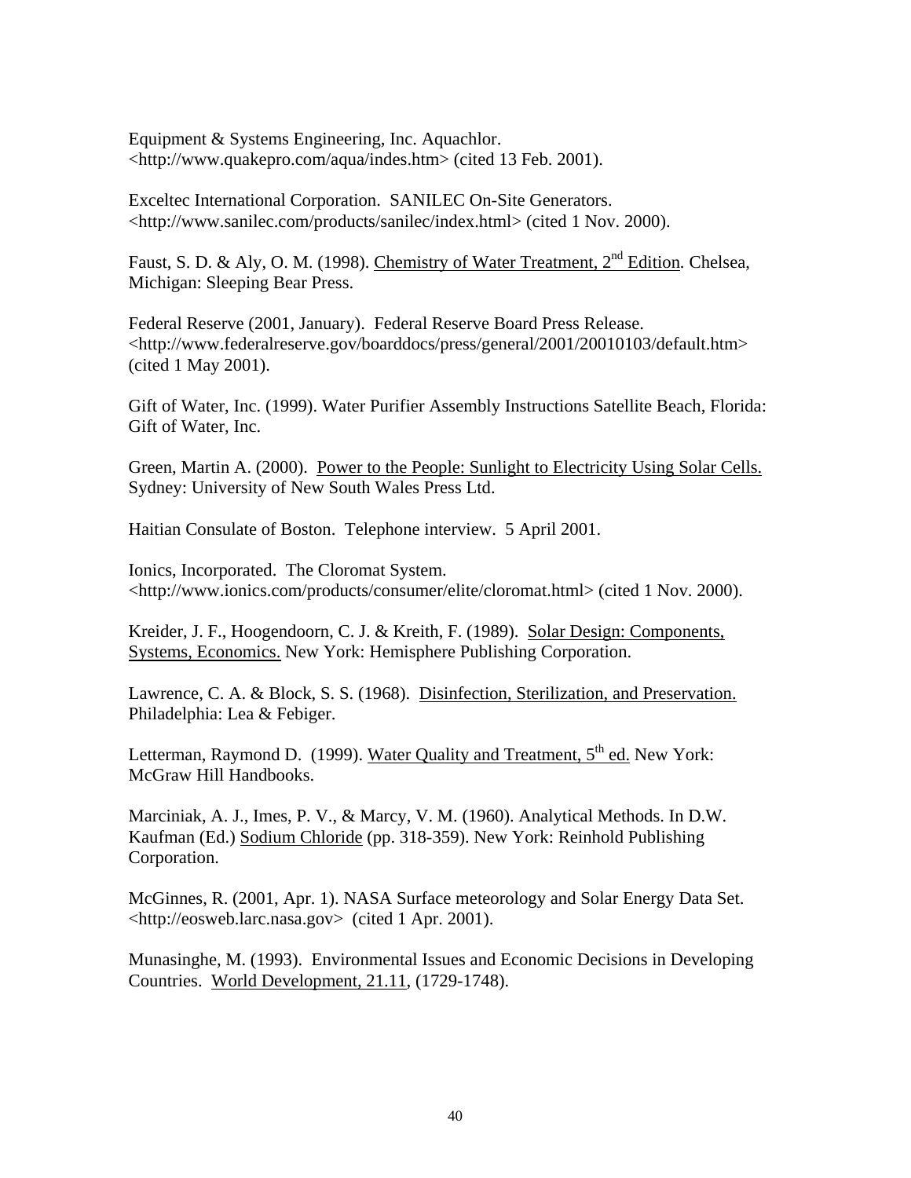Equipment & Systems Engineering, Inc. Aquachlor. <http://www.quakepro.com/aqua/indes.htm> (cited 13 Feb. 2001).

Exceltec International Corporation. SANILEC On-Site Generators. <http://www.sanilec.com/products/sanilec/index.html> (cited 1 Nov. 2000).

Faust, S. D. & Aly, O. M. (1998). Chemistry of Water Treatment, 2nd Edition. Chelsea, Michigan: Sleeping Bear Press.

Federal Reserve (2001, January). Federal Reserve Board Press Release. <http://www.federalreserve.gov/boarddocs/press/general/2001/20010103/default.htm> (cited 1 May 2001).

Gift of Water, Inc. (1999). Water Purifier Assembly Instructions Satellite Beach, Florida: Gift of Water, Inc.

Green, Martin A. (2000). Power to the People: Sunlight to Electricity Using Solar Cells. Sydney: University of New South Wales Press Ltd.

Haitian Consulate of Boston. Telephone interview. 5 April 2001.

Ionics, Incorporated. The Cloromat System. <http://www.ionics.com/products/consumer/elite/cloromat.html> (cited 1 Nov. 2000).

Kreider, J. F., Hoogendoorn, C. J. & Kreith, F. (1989). Solar Design: Components, Systems, Economics. New York: Hemisphere Publishing Corporation.

Lawrence, C. A. & Block, S. S. (1968). Disinfection, Sterilization, and Preservation. Philadelphia: Lea & Febiger.

Letterman, Raymond D. (1999). Water Quality and Treatment, 5th ed. New York: McGraw Hill Handbooks.

Marciniak, A. J., Imes, P. V., & Marcy, V. M. (1960). Analytical Methods. In D.W. Kaufman (Ed.) Sodium Chloride (pp. 318-359). New York: Reinhold Publishing Corporation.

McGinnes, R. (2001, Apr. 1). NASA Surface meteorology and Solar Energy Data Set. <http://eosweb.larc.nasa.gov> (cited 1 Apr. 2001).

Munasinghe, M. (1993). Environmental Issues and Economic Decisions in Developing Countries. World Development, 21.11, (1729-1748).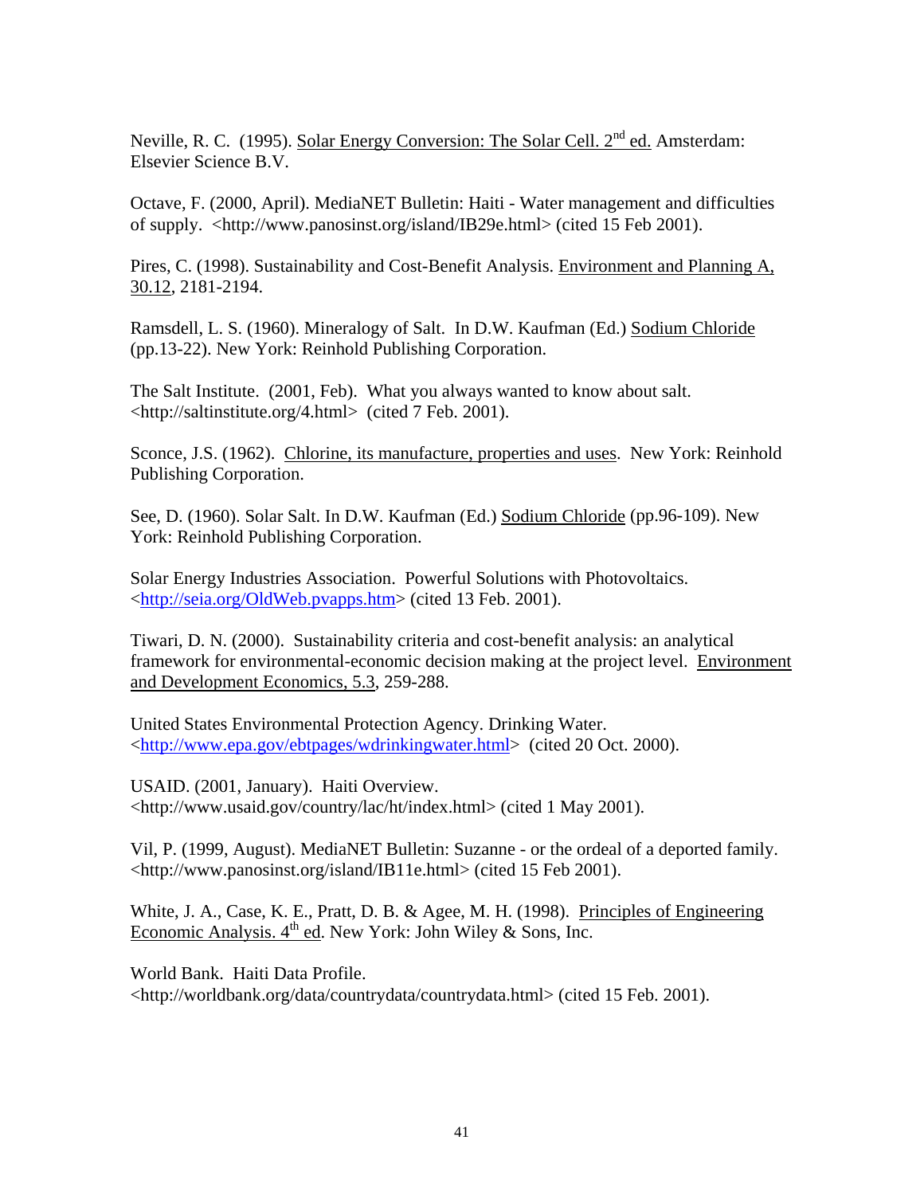Neville, R. C. (1995). Solar Energy Conversion: The Solar Cell. 2nd ed. Amsterdam: Elsevier Science B.V.

Octave, F. (2000, April). MediaNET Bulletin: Haiti - Water management and difficulties of supply. <http://www.panosinst.org/island/IB29e.html> (cited 15 Feb 2001).

Pires, C. (1998). Sustainability and Cost-Benefit Analysis. Environment and Planning A, 30.12, 2181-2194.

Ramsdell, L. S. (1960). Mineralogy of Salt. In D.W. Kaufman (Ed.) Sodium Chloride (pp.13-22). New York: Reinhold Publishing Corporation.

The Salt Institute. (2001, Feb). What you always wanted to know about salt. <http://saltinstitute.org/4.html> (cited 7 Feb. 2001).

Sconce, J.S. (1962). Chlorine, its manufacture, properties and uses. New York: Reinhold Publishing Corporation.

See, D. (1960). Solar Salt. In D.W. Kaufman (Ed.) Sodium Chloride (pp.96-109). New York: Reinhold Publishing Corporation.

Solar Energy Industries Association. Powerful Solutions with Photovoltaics. <http://seia.org/OldWeb.pvapps.htm> (cited 13 Feb. 2001).

Tiwari, D. N. (2000). Sustainability criteria and cost-benefit analysis: an analytical framework for environmental-economic decision making at the project level. Environment and Development Economics, 5.3, 259-288.

United States Environmental Protection Agency. Drinking Water. <http://www.epa.gov/ebtpages/wdrinkingwater.html> (cited 20 Oct. 2000).

USAID. (2001, January). Haiti Overview. <http://www.usaid.gov/country/lac/ht/index.html> (cited 1 May 2001).

Vil, P. (1999, August). MediaNET Bulletin: Suzanne - or the ordeal of a deported family. <http://www.panosinst.org/island/IB11e.html> (cited 15 Feb 2001).

White, J. A., Case, K. E., Pratt, D. B. & Agee, M. H. (1998). Principles of Engineering Economic Analysis. 4th ed. New York: John Wiley & Sons, Inc.

World Bank. Haiti Data Profile. <http://worldbank.org/data/countrydata/countrydata.html> (cited 15 Feb. 2001).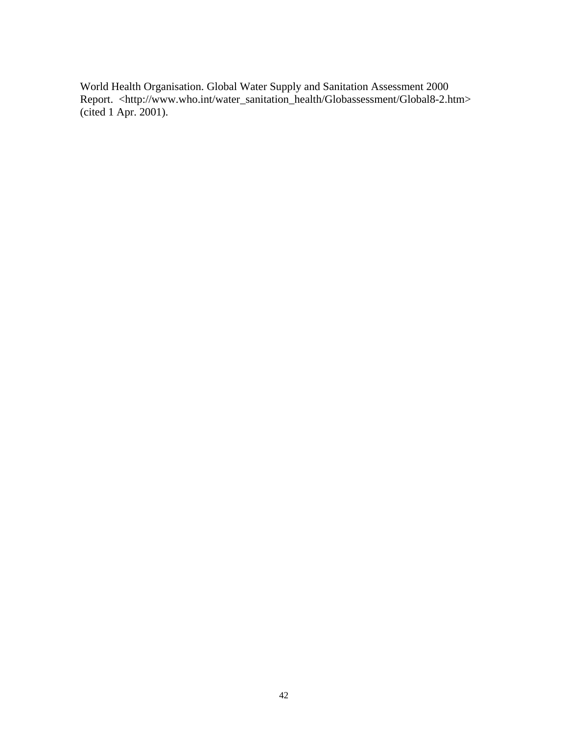World Health Organisation. Global Water Supply and Sanitation Assessment 2000 Report. <http://www.who.int/water_sanitation_health/Globassessment/Global8-2.htm> (cited 1 Apr. 2001).